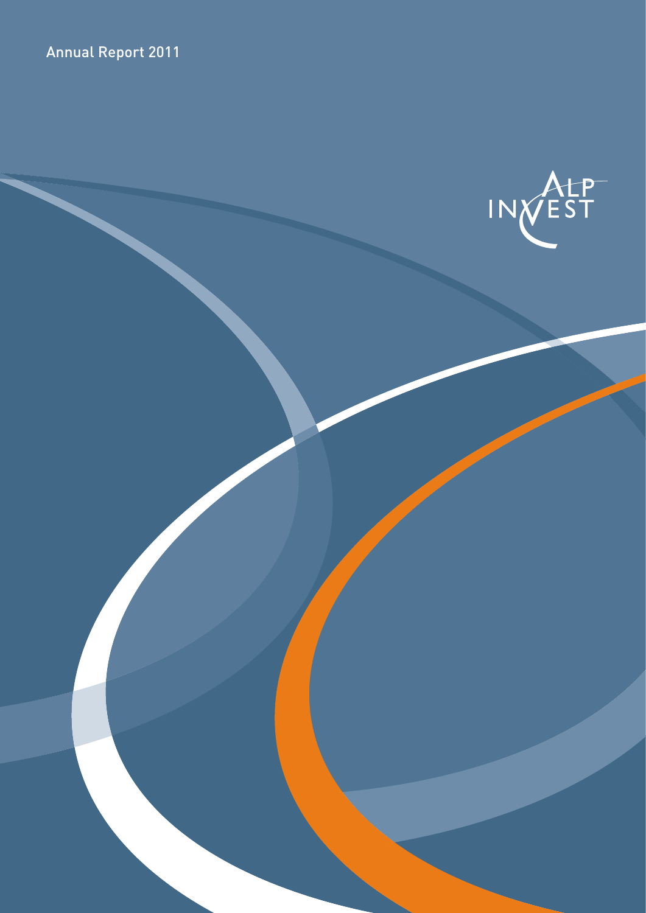Annual Report 2011

ALP INVEST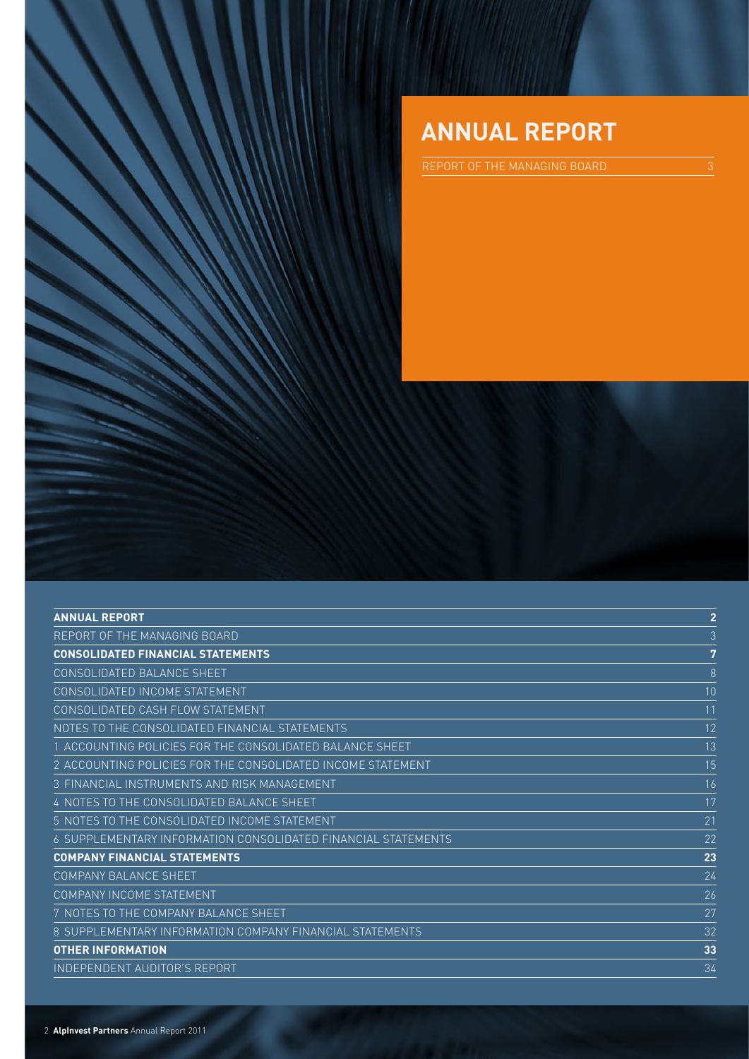# ANNUAL REPORT

REPORT OF THE MANAGING BOARD 3

| ANNUAL REPORT | 2 |
|---|---|
| REPORT OF THE MANAGING BOARD | 3 |
| **CONSOLIDATED FINANCIAL STATEMENTS** | **7** |
| CONSOLIDATED BALANCE SHEET | 8 |
| CONSOLIDATED INCOME STATEMENT | 10 |
| CONSOLIDATED CASH FLOW STATEMENT | 11 |
| NOTES TO THE CONSOLIDATED FINANCIAL STATEMENTS | 12 |
| 1 ACCOUNTING POLICIES FOR THE CONSOLIDATED BALANCE SHEET | 13 |
| 2 ACCOUNTING POLICIES FOR THE CONSOLIDATED INCOME STATEMENT | 15 |
| 3 FINANCIAL INSTRUMENTS AND RISK MANAGEMENT | 16 |
| 4 NOTES TO THE CONSOLIDATED BALANCE SHEET | 17 |
| 5 NOTES TO THE CONSOLIDATED INCOME STATEMENT | 21 |
| 6 SUPPLEMENTARY INFORMATION CONSOLIDATED FINANCIAL STATEMENTS | 22 |
| **COMPANY FINANCIAL STATEMENTS** | **23** |
| COMPANY BALANCE SHEET | 24 |
| COMPANY INCOME STATEMENT | 26 |
| 7 NOTES TO THE COMPANY BALANCE SHEET | 27 |
| 8 SUPPLEMENTARY INFORMATION COMPANY FINANCIAL STATEMENTS | 32 |
| **OTHER INFORMATION** | **33** |
| INDEPENDENT AUDITOR'S REPORT | 34 |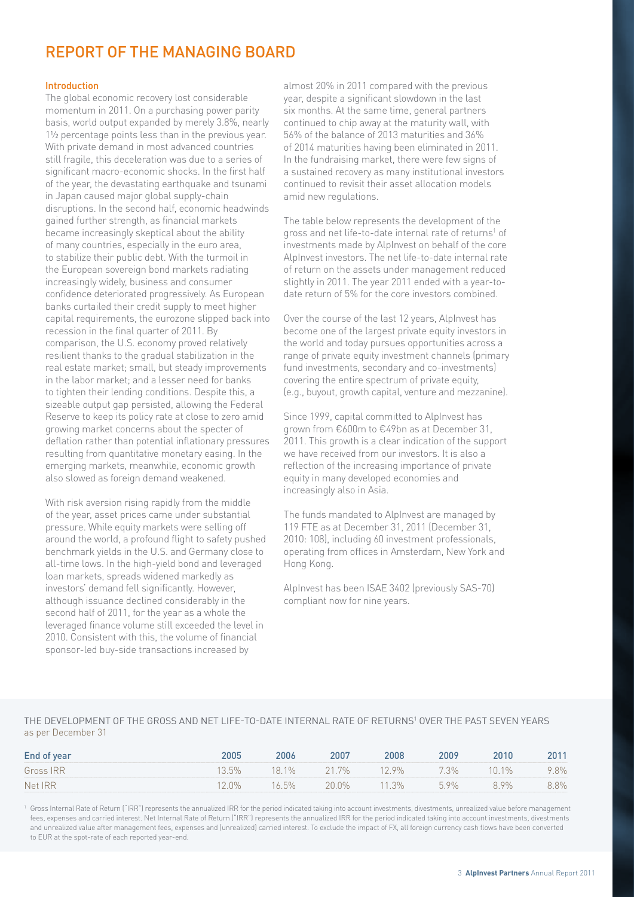# REPORT OF THE MANAGING BOARD

## Introduction

The global economic recovery lost considerable momentum in 2011. On a purchasing power parity basis, world output expanded by merely 3.8%, nearly 1½ percentage points less than in the previous year. With private demand in most advanced countries still fragile, this deceleration was due to a series of significant macro-economic shocks. In the first half of the year, the devastating earthquake and tsunami in Japan caused major global supply-chain disruptions. In the second half, economic headwinds gained further strength, as financial markets became increasingly skeptical about the ability of many countries, especially in the euro area, to stabilize their public debt. With the turmoil in the European sovereign bond markets radiating increasingly widely, business and consumer confidence deteriorated progressively. As European banks curtailed their credit supply to meet higher capital requirements, the eurozone slipped back into recession in the final quarter of 2011. By comparison, the U.S. economy proved relatively resilient thanks to the gradual stabilization in the real estate market; small, but steady improvements in the labor market; and a lesser need for banks to tighten their lending conditions. Despite this, a sizeable output gap persisted, allowing the Federal Reserve to keep its policy rate at close to zero amid growing market concerns about the specter of deflation rather than potential inflationary pressures resulting from quantitative monetary easing. In the emerging markets, meanwhile, economic growth also slowed as foreign demand weakened.

With risk aversion rising rapidly from the middle of the year, asset prices came under substantial pressure. While equity markets were selling off around the world, a profound flight to safety pushed benchmark yields in the U.S. and Germany close to all-time lows. In the high-yield bond and leveraged loan markets, spreads widened markedly as investors' demand fell significantly. However, although issuance declined considerably in the second half of 2011, for the year as a whole the leveraged finance volume still exceeded the level in 2010. Consistent with this, the volume of financial sponsor-led buy-side transactions increased by almost 20% in 2011 compared with the previous year, despite a significant slowdown in the last six months. At the same time, general partners continued to chip away at the maturity wall, with 56% of the balance of 2013 maturities and 36% of 2014 maturities having been eliminated in 2011. In the fundraising market, there were few signs of a sustained recovery as many institutional investors continued to revisit their asset allocation models amid new regulations.

The table below represents the development of the gross and net life-to-date internal rate of returns[1] of investments made by AlpInvest on behalf of the core AlpInvest investors. The net life-to-date internal rate of return on the assets under management reduced slightly in 2011. The year 2011 ended with a year-to-date return of 5% for the core investors combined.

Over the course of the last 12 years, AlpInvest has become one of the largest private equity investors in the world and today pursues opportunities across a range of private equity investment channels (primary fund investments, secondary and co-investments) covering the entire spectrum of private equity, (e.g., buyout, growth capital, venture and mezzanine).

Since 1999, capital committed to AlpInvest has grown from €600m to €49bn as at December 31, 2011. This growth is a clear indication of the support we have received from our investors. It is also a reflection of the increasing importance of private equity in many developed economies and increasingly also in Asia.

The funds mandated to AlpInvest are managed by 119 FTE as at December 31, 2011 (December 31, 2010: 108), including 60 investment professionals, operating from offices in Amsterdam, New York and Hong Kong.

AlpInvest has been ISAE 3402 (previously SAS-70) compliant now for nine years.

THE DEVELOPMENT OF THE GROSS AND NET LIFE-TO-DATE INTERNAL RATE OF RETURNS[1] OVER THE PAST SEVEN YEARS
as per December 31

| End of year | 2005 | 2006 | 2007 | 2008 | 2009 | 2010 | 2011 |
|---|---|---|---|---|---|---|---|
| Gross IRR | 13.5% | 18.1% | 21.7% | 12.9% | 7.3% | 10.1% | 9.8% |
| Net IRR | 12.0% | 16.5% | 20.0% | 11.3% | 5.9% | 8.9% | 8.8% |

[1] Gross Internal Rate of Return ("IRR") represents the annualized IRR for the period indicated taking into account investments, divestments, unrealized value before management fees, expenses and carried interest. Net Internal Rate of Return ("IRR") represents the annualized IRR for the period indicated taking into account investments, divestments and unrealized value after management fees, expenses and (unrealized) carried interest. To exclude the impact of FX, all foreign currency cash flows have been converted to EUR at the spot-rate of each reported year-end.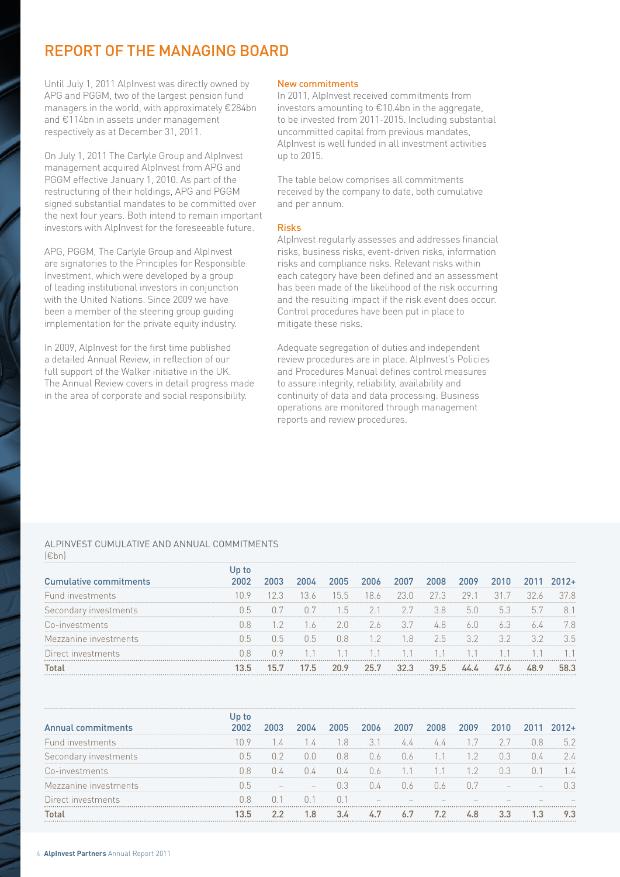# REPORT OF THE MANAGING BOARD

Until July 1, 2011 AlpInvest was directly owned by APG and PGGM, two of the largest pension fund managers in the world, with approximately €284bn and €114bn in assets under management respectively as at December 31, 2011.

On July 1, 2011 The Carlyle Group and AlpInvest management acquired AlpInvest from APG and PGGM effective January 1, 2010. As part of the restructuring of their holdings, APG and PGGM signed substantial mandates to be committed over the next four years. Both intend to remain important investors with AlpInvest for the foreseeable future.

APG, PGGM, The Carlyle Group and AlpInvest are signatories to the Principles for Responsible Investment, which were developed by a group of leading institutional investors in conjunction with the United Nations. Since 2009 we have been a member of the steering group guiding implementation for the private equity industry.

In 2009, AlpInvest for the first time published a detailed Annual Review, in reflection of our full support of the Walker initiative in the UK. The Annual Review covers in detail progress made in the area of corporate and social responsibility.

### New commitments

In 2011, AlpInvest received commitments from investors amounting to €10.4bn in the aggregate, to be invested from 2011-2015. Including substantial uncommitted capital from previous mandates, AlpInvest is well funded in all investment activities up to 2015.

The table below comprises all commitments received by the company to date, both cumulative and per annum.

### Risks

AlpInvest regularly assesses and addresses financial risks, business risks, event-driven risks, information risks and compliance risks. Relevant risks within each category have been defined and an assessment has been made of the likelihood of the risk occurring and the resulting impact if the risk event does occur. Control procedures have been put in place to mitigate these risks.

Adequate segregation of duties and independent review procedures are in place. AlpInvest's Policies and Procedures Manual defines control measures to assure integrity, reliability, availability and continuity of data and data processing. Business operations are monitored through management reports and review procedures.

ALPINVEST CUMULATIVE AND ANNUAL COMMITMENTS
(€bn)

| Cumulative commitments | Up to 2002 | 2003 | 2004 | 2005 | 2006 | 2007 | 2008 | 2009 | 2010 | 2011 | 2012+ |
|---|---|---|---|---|---|---|---|---|---|---|---|
| Fund investments | 10.9 | 12.3 | 13.6 | 15.5 | 18.6 | 23.0 | 27.3 | 29.1 | 31.7 | 32.6 | 37.8 |
| Secondary investments | 0.5 | 0.7 | 0.7 | 1.5 | 2.1 | 2.7 | 3.8 | 5.0 | 5.3 | 5.7 | 8.1 |
| Co-investments | 0.8 | 1.2 | 1.6 | 2.0 | 2.6 | 3.7 | 4.8 | 6.0 | 6.3 | 6.4 | 7.8 |
| Mezzanine investments | 0.5 | 0.5 | 0.5 | 0.8 | 1.2 | 1.8 | 2.5 | 3.2 | 3.2 | 3.2 | 3.5 |
| Direct investments | 0.8 | 0.9 | 1.1 | 1.1 | 1.1 | 1.1 | 1.1 | 1.1 | 1.1 | 1.1 | 1.1 |
| **Total** | **13.5** | **15.7** | **17.5** | **20.9** | **25.7** | **32.3** | **39.5** | **44.4** | **47.6** | **48.9** | **58.3** |

| Annual commitments | Up to 2002 | 2003 | 2004 | 2005 | 2006 | 2007 | 2008 | 2009 | 2010 | 2011 | 2012+ |
|---|---|---|---|---|---|---|---|---|---|---|---|
| Fund investments | 10.9 | 1.4 | 1.4 | 1.8 | 3.1 | 4.4 | 4.4 | 1.7 | 2.7 | 0.8 | 5.2 |
| Secondary investments | 0.5 | 0.2 | 0.0 | 0.8 | 0.6 | 0.6 | 1.1 | 1.2 | 0.3 | 0.4 | 2.4 |
| Co-investments | 0.8 | 0.4 | 0.4 | 0.4 | 0.6 | 1.1 | 1.1 | 1.2 | 0.3 | 0.1 | 1.4 |
| Mezzanine investments | 0.5 | – | – | 0.3 | 0.4 | 0.6 | 0.6 | 0.7 | – | – | 0.3 |
| Direct investments | 0.8 | 0.1 | 0.1 | 0.1 | – | – | – | – | – | – | – |
| **Total** | **13.5** | **2.2** | **1.8** | **3.4** | **4.7** | **6.7** | **7.2** | **4.8** | **3.3** | **1.3** | **9.3** |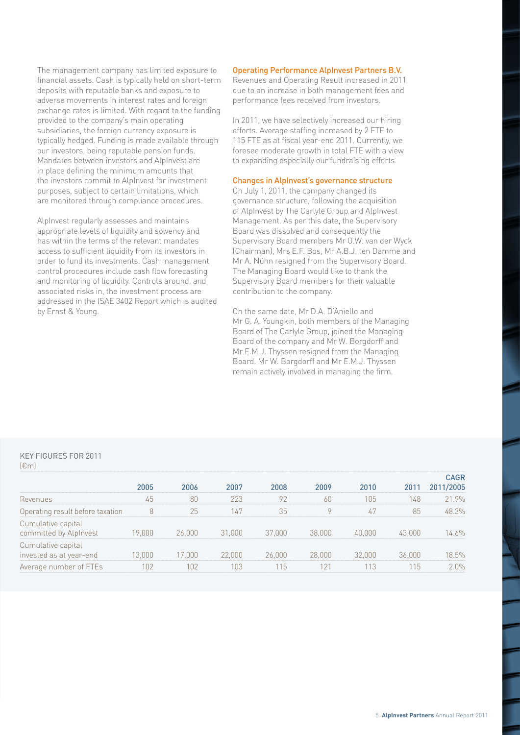The management company has limited exposure to financial assets. Cash is typically held on short-term deposits with reputable banks and exposure to adverse movements in interest rates and foreign exchange rates is limited. With regard to the funding provided to the company's main operating subsidiaries, the foreign currency exposure is typically hedged. Funding is made available through our investors, being reputable pension funds. Mandates between investors and AlpInvest are in place defining the minimum amounts that the investors commit to AlpInvest for investment purposes, subject to certain limitations, which are monitored through compliance procedures.

AlpInvest regularly assesses and maintains appropriate levels of liquidity and solvency and has within the terms of the relevant mandates access to sufficient liquidity from its investors in order to fund its investments. Cash management control procedures include cash flow forecasting and monitoring of liquidity. Controls around, and associated risks in, the investment process are addressed in the ISAE 3402 Report which is audited by Ernst & Young.

## Operating Performance AlpInvest Partners B.V.

Revenues and Operating Result increased in 2011 due to an increase in both management fees and performance fees received from investors.

In 2011, we have selectively increased our hiring efforts. Average staffing increased by 2 FTE to 115 FTE as at fiscal year-end 2011. Currently, we foresee moderate growth in total FTE with a view to expanding especially our fundraising efforts.

## Changes in AlpInvest's governance structure

On July 1, 2011, the company changed its governance structure, following the acquisition of AlpInvest by The Carlyle Group and AlpInvest Management. As per this date, the Supervisory Board was dissolved and consequently the Supervisory Board members Mr O.W. van der Wyck (Chairman), Mrs E.F. Bos, Mr A.B.J. ten Damme and Mr A. Nühn resigned from the Supervisory Board. The Managing Board would like to thank the Supervisory Board members for their valuable contribution to the company.

On the same date, Mr D.A. D'Aniello and Mr G. A. Youngkin, both members of the Managing Board of The Carlyle Group, joined the Managing Board of the company and Mr W. Borgdorff and Mr E.M.J. Thyssen resigned from the Managing Board. Mr W. Borgdorff and Mr E.M.J. Thyssen remain actively involved in managing the firm.

KEY FIGURES FOR 2011
(€m)

| | 2005 | 2006 | 2007 | 2008 | 2009 | 2010 | 2011 | CAGR 2011/2005 |
|---|---|---|---|---|---|---|---|---|
| Revenues | 45 | 80 | 223 | 92 | 60 | 105 | 148 | 21.9% |
| Operating result before taxation | 8 | 25 | 147 | 35 | 9 | 47 | 85 | 48.3% |
| Cumulative capital committed by AlpInvest | 19,000 | 26,000 | 31,000 | 37,000 | 38,000 | 40,000 | 43,000 | 14.6% |
| Cumulative capital invested as at year-end | 13,000 | 17,000 | 22,000 | 26,000 | 28,000 | 32,000 | 36,000 | 18.5% |
| Average number of FTEs | 102 | 102 | 103 | 115 | 121 | 113 | 115 | 2.0% |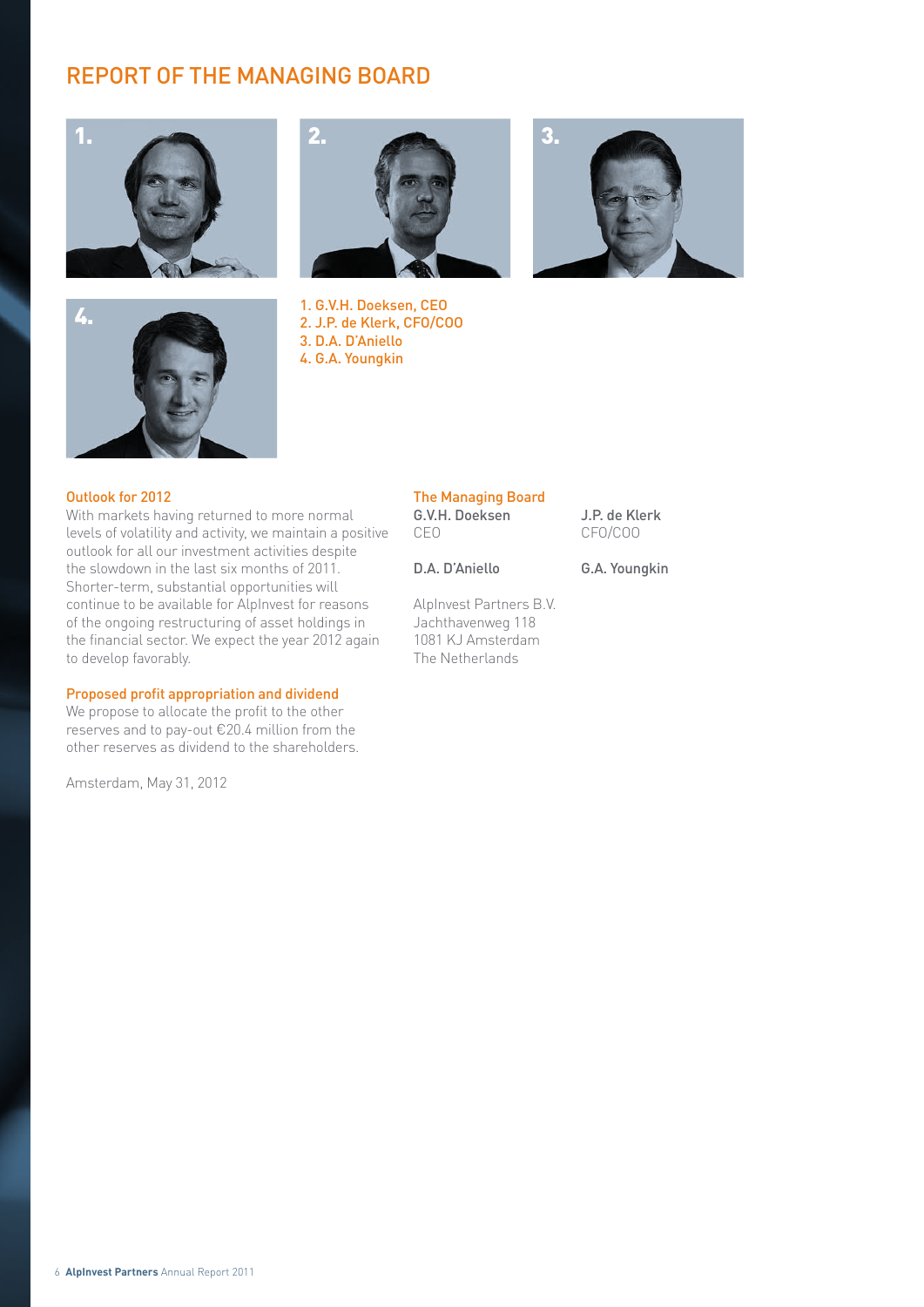# REPORT OF THE MANAGING BOARD

1. G.V.H. Doeksen, CEO
2. J.P. de Klerk, CFO/COO
3. D.A. D'Aniello
4. G.A. Youngkin

### Outlook for 2012

With markets having returned to more normal levels of volatility and activity, we maintain a positive outlook for all our investment activities despite the slowdown in the last six months of 2011. Shorter-term, substantial opportunities will continue to be available for AlpInvest for reasons of the ongoing restructuring of asset holdings in the financial sector. We expect the year 2012 again to develop favorably.

### Proposed profit appropriation and dividend

We propose to allocate the profit to the other reserves and to pay-out €20.4 million from the other reserves as dividend to the shareholders.

Amsterdam, May 31, 2012

### The Managing Board

G.V.H. Doeksen
CEO

J.P. de Klerk
CFO/COO

D.A. D'Aniello

G.A. Youngkin

AlpInvest Partners B.V.
Jachthavenweg 118
1081 KJ Amsterdam
The Netherlands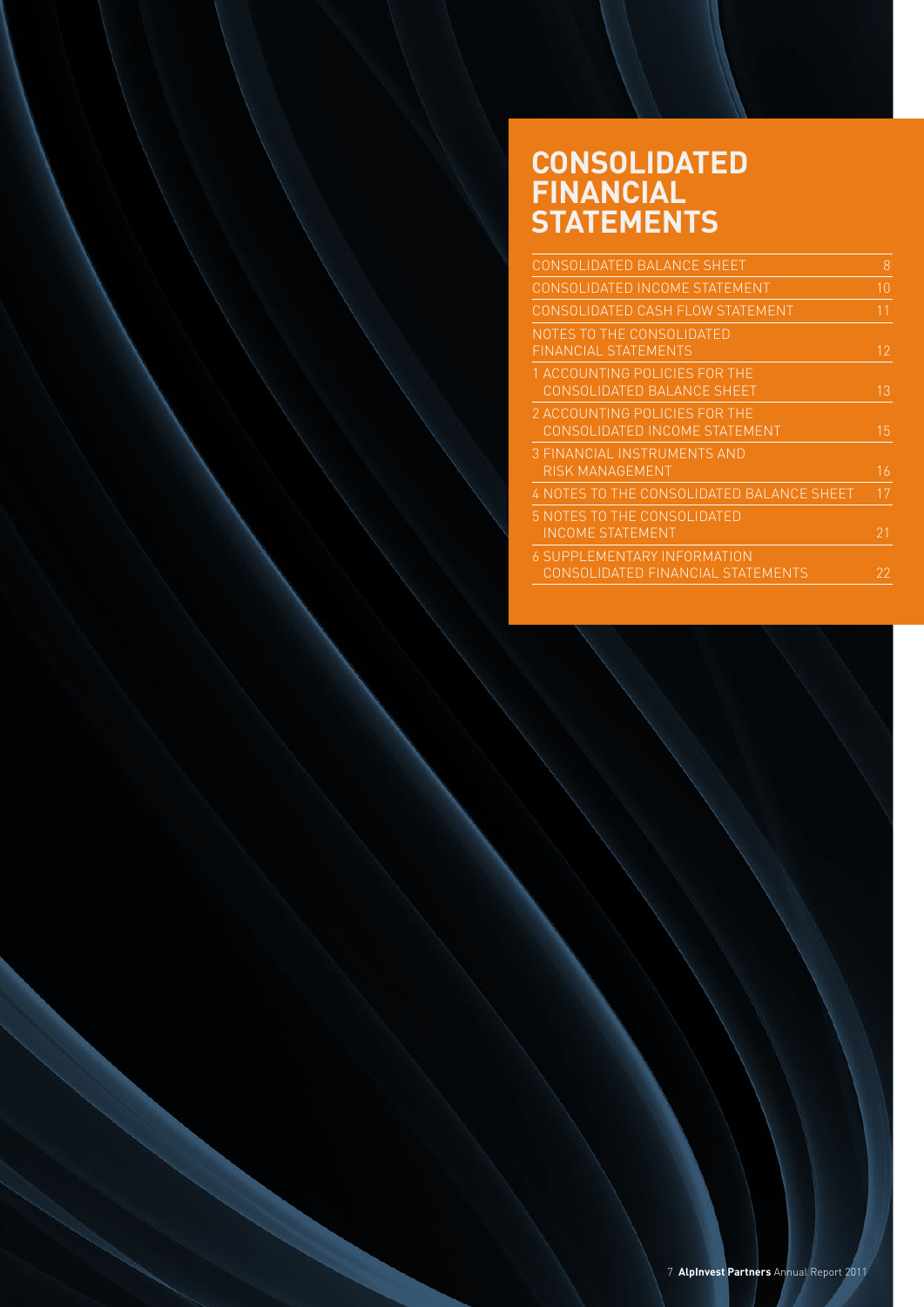# CONSOLIDATED FINANCIAL STATEMENTS

| | |
|---|---|
| CONSOLIDATED BALANCE SHEET | 8 |
| CONSOLIDATED INCOME STATEMENT | 10 |
| CONSOLIDATED CASH FLOW STATEMENT | 11 |
| NOTES TO THE CONSOLIDATED FINANCIAL STATEMENTS | 12 |
| 1 ACCOUNTING POLICIES FOR THE CONSOLIDATED BALANCE SHEET | 13 |
| 2 ACCOUNTING POLICIES FOR THE CONSOLIDATED INCOME STATEMENT | 15 |
| 3 FINANCIAL INSTRUMENTS AND RISK MANAGEMENT | 16 |
| 4 NOTES TO THE CONSOLIDATED BALANCE SHEET | 17 |
| 5 NOTES TO THE CONSOLIDATED INCOME STATEMENT | 21 |
| 6 SUPPLEMENTARY INFORMATION CONSOLIDATED FINANCIAL STATEMENTS | 22 |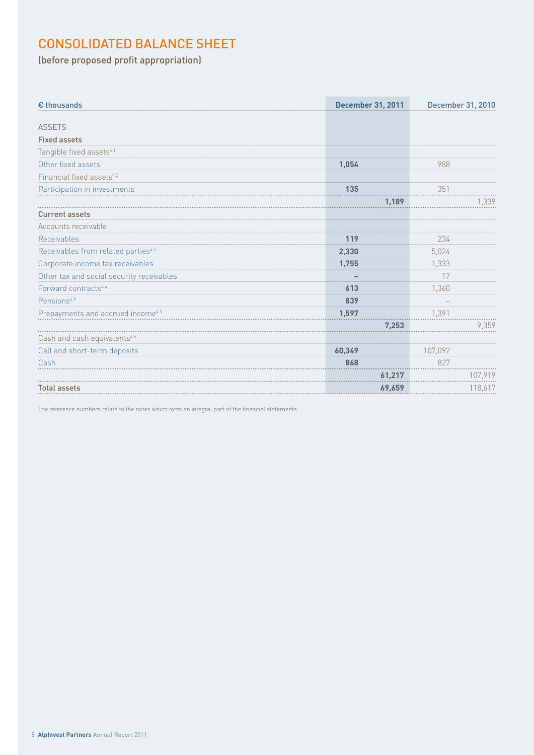# CONSOLIDATED BALANCE SHEET

## (before proposed profit appropriation)

| € thousands | December 31, 2011 | | December 31, 2010 | |
|---|---|---|---|---|
| ASSETS | | | | |
| **Fixed assets** | | | | |
| Tangible fixed assets[4.1] | | | | |
| Other fixed assets | **1,054** | | 988 | |
| Financial fixed assets[4.2] | | | | |
| Participation in investments | **135** | | 351 | |
| | | **1,189** | | 1,339 |
| **Current assets** | | | | |
| Accounts receivable | | | | |
| Receivables | **119** | | 234 | |
| Receivables from related parties[4.3] | **2,330** | | 5,024 | |
| Corporate income tax receivables | **1,755** | | 1,333 | |
| Other tax and social security receivables | **–** | | 17 | |
| Forward contracts[4.4] | **613** | | 1,360 | |
| Pensions[4.9] | **839** | | – | |
| Prepayments and accrued income[4.5] | **1,597** | | 1,391 | |
| | | **7,253** | | 9,359 |
| Cash and cash equivalents[4.6] | | | | |
| Call and short-term deposits | **60,349** | | 107,092 | |
| Cash | **868** | | 827 | |
| | | **61,217** | | 107,919 |
| **Total assets** | | **69,659** | | 118,617 |

The reference numbers relate to the notes which form an integral part of the financial statements.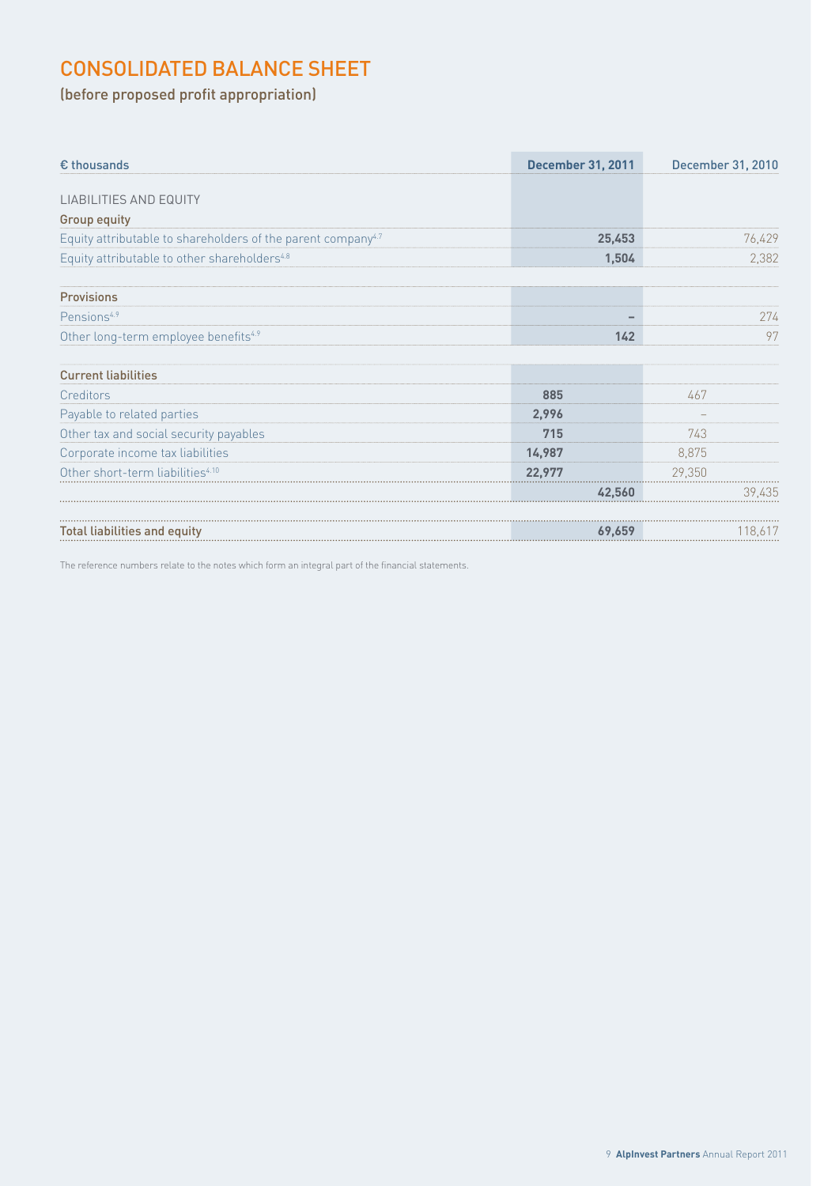# CONSOLIDATED BALANCE SHEET

## (before proposed profit appropriation)

| € thousands | December 31, 2011 | | December 31, 2010 | |
|---|---|---|---|---|
| LIABILITIES AND EQUITY | | | | |
| **Group equity** | | | | |
| Equity attributable to shareholders of the parent company[4.7] | | **25,453** | | 76,429 |
| Equity attributable to other shareholders[4.8] | | **1,504** | | 2,382 |
| | | | | |
| **Provisions** | | | | |
| Pensions[4.9] | | **–** | | 274 |
| Other long-term employee benefits[4.9] | | **142** | | 97 |
| | | | | |
| **Current liabilities** | | | | |
| Creditors | **885** | | 467 | |
| Payable to related parties | **2,996** | | – | |
| Other tax and social security payables | **715** | | 743 | |
| Corporate income tax liabilities | **14,987** | | 8,875 | |
| Other short-term liabilities[4.10] | **22,977** | | 29,350 | |
| | | **42,560** | | 39,435 |
| | | | | |
| **Total liabilities and equity** | | **69,659** | | 118,617 |

The reference numbers relate to the notes which form an integral part of the financial statements.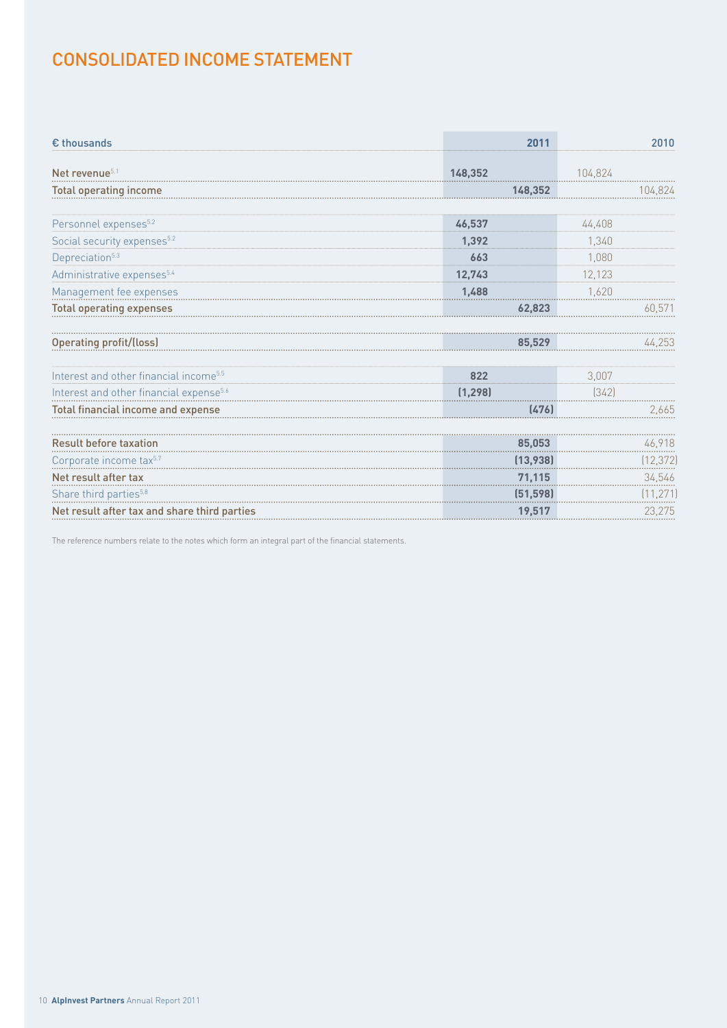# CONSOLIDATED INCOME STATEMENT

| € thousands | | 2011 | | 2010 |
|---|---|---|---|---|
| Net revenue[5.1] | 148,352 | | 104,824 | |
| Total operating income | | 148,352 | | 104,824 |
| Personnel expenses[5.2] | 46,537 | | 44,408 | |
| Social security expenses[5.2] | 1,392 | | 1,340 | |
| Depreciation[5.3] | 663 | | 1,080 | |
| Administrative expenses[5.4] | 12,743 | | 12,123 | |
| Management fee expenses | 1,488 | | 1,620 | |
| Total operating expenses | | 62,823 | | 60,571 |
| Operating profit/(loss) | | 85,529 | | 44,253 |
| Interest and other financial income[5.5] | 822 | | 3,007 | |
| Interest and other financial expense[5.6] | (1,298) | | (342) | |
| Total financial income and expense | | (476) | | 2,665 |
| Result before taxation | | 85,053 | | 46,918 |
| Corporate income tax[5.7] | | (13,938) | | (12,372) |
| Net result after tax | | 71,115 | | 34,546 |
| Share third parties[5.8] | | (51,598) | | (11,271) |
| Net result after tax and share third parties | | 19,517 | | 23,275 |

The reference numbers relate to the notes which form an integral part of the financial statements.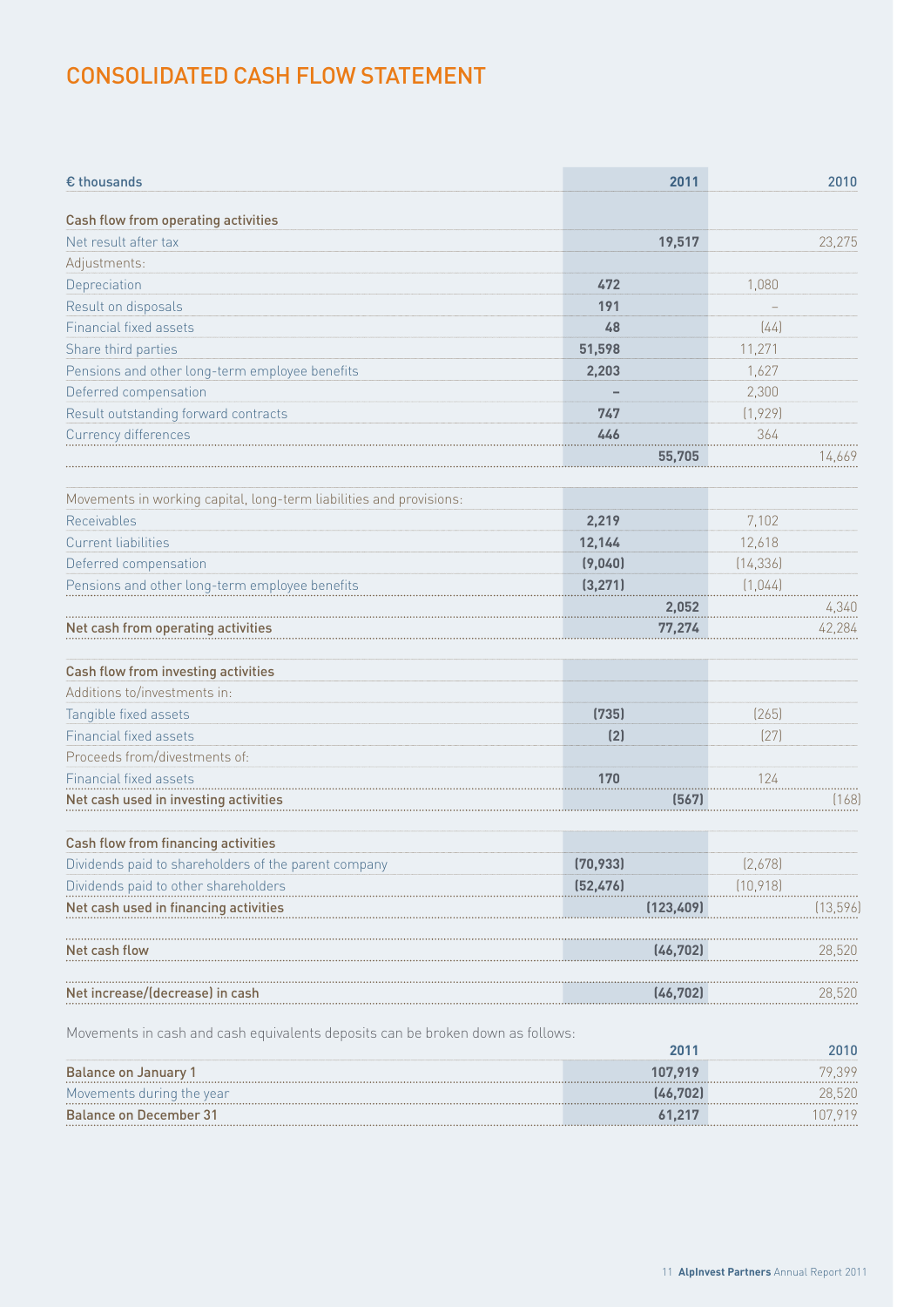# CONSOLIDATED CASH FLOW STATEMENT

| € thousands | 2011 | 2011 | 2010 | 2010 |
|---|---|---|---|---|
| **Cash flow from operating activities** | | | | |
| Net result after tax | | 19,517 | | 23,275 |
| Adjustments: | | | | |
| Depreciation | 472 | | 1,080 | |
| Result on disposals | 191 | | – | |
| Financial fixed assets | 48 | | (44) | |
| Share third parties | 51,598 | | 11,271 | |
| Pensions and other long-term employee benefits | 2,203 | | 1,627 | |
| Deferred compensation | – | | 2,300 | |
| Result outstanding forward contracts | 747 | | (1,929) | |
| Currency differences | 446 | | 364 | |
| | | 55,705 | | 14,669 |
| Movements in working capital, long-term liabilities and provisions: | | | | |
| Receivables | 2,219 | | 7,102 | |
| Current liabilities | 12,144 | | 12,618 | |
| Deferred compensation | (9,040) | | (14,336) | |
| Pensions and other long-term employee benefits | (3,271) | | (1,044) | |
| | | 2,052 | | 4,340 |
| **Net cash from operating activities** | | 77,274 | | 42,284 |
| **Cash flow from investing activities** | | | | |
| Additions to/investments in: | | | | |
| Tangible fixed assets | (735) | | (265) | |
| Financial fixed assets | (2) | | (27) | |
| Proceeds from/divestments of: | | | | |
| Financial fixed assets | 170 | | 124 | |
| **Net cash used in investing activities** | | (567) | | (168) |
| **Cash flow from financing activities** | | | | |
| Dividends paid to shareholders of the parent company | (70,933) | | (2,678) | |
| Dividends paid to other shareholders | (52,476) | | (10,918) | |
| **Net cash used in financing activities** | | (123,409) | | (13,596) |
| **Net cash flow** | | (46,702) | | 28,520 |
| **Net increase/(decrease) in cash** | | (46,702) | | 28,520 |

Movements in cash and cash equivalents deposits can be broken down as follows:

| | 2011 | 2010 |
|---|---|---|
| **Balance on January 1** | 107,919 | 79,399 |
| Movements during the year | (46,702) | 28,520 |
| **Balance on December 31** | 61,217 | 107,919 |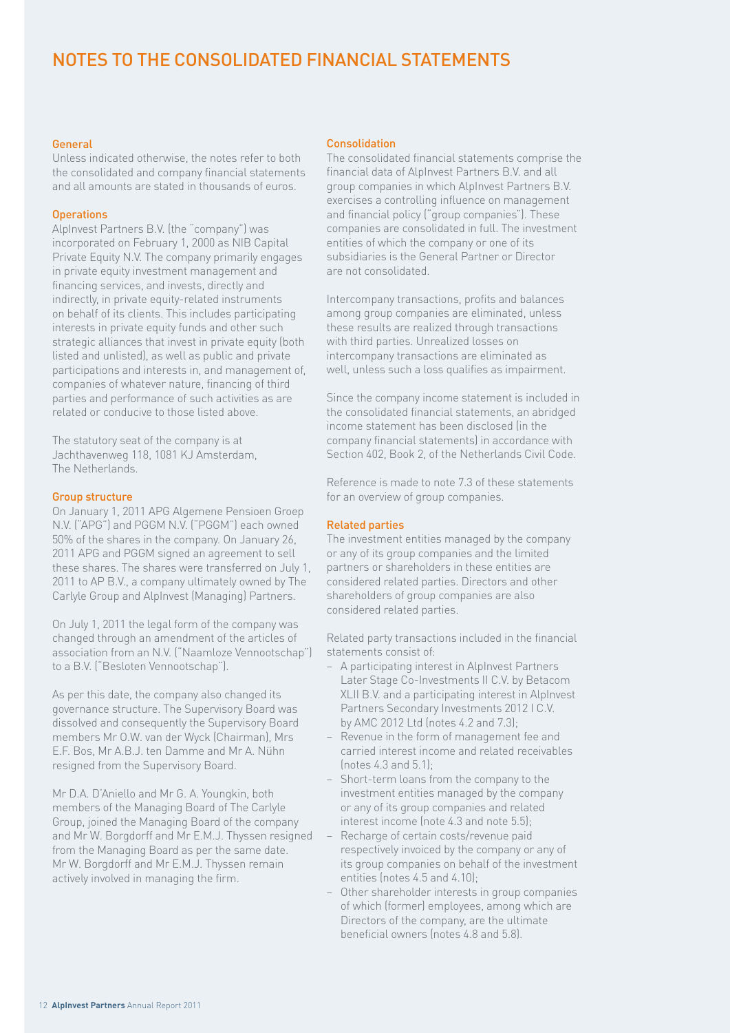# NOTES TO THE CONSOLIDATED FINANCIAL STATEMENTS

### General

Unless indicated otherwise, the notes refer to both the consolidated and company financial statements and all amounts are stated in thousands of euros.

### Operations

AlpInvest Partners B.V. (the "company") was incorporated on February 1, 2000 as NIB Capital Private Equity N.V. The company primarily engages in private equity investment management and financing services, and invests, directly and indirectly, in private equity-related instruments on behalf of its clients. This includes participating interests in private equity funds and other such strategic alliances that invest in private equity (both listed and unlisted), as well as public and private participations and interests in, and management of, companies of whatever nature, financing of third parties and performance of such activities as are related or conducive to those listed above.

The statutory seat of the company is at Jachthavenweg 118, 1081 KJ Amsterdam, The Netherlands.

### Group structure

On January 1, 2011 APG Algemene Pensioen Groep N.V. ("APG") and PGGM N.V. ("PGGM") each owned 50% of the shares in the company. On January 26, 2011 APG and PGGM signed an agreement to sell these shares. The shares were transferred on July 1, 2011 to AP B.V., a company ultimately owned by The Carlyle Group and AlpInvest (Managing) Partners.

On July 1, 2011 the legal form of the company was changed through an amendment of the articles of association from an N.V. ("Naamloze Vennootschap") to a B.V. ("Besloten Vennootschap").

As per this date, the company also changed its governance structure. The Supervisory Board was dissolved and consequently the Supervisory Board members Mr O.W. van der Wyck (Chairman), Mrs E.F. Bos, Mr A.B.J. ten Damme and Mr A. Nühn resigned from the Supervisory Board.

Mr D.A. D'Aniello and Mr G. A. Youngkin, both members of the Managing Board of The Carlyle Group, joined the Managing Board of the company and Mr W. Borgdorff and Mr E.M.J. Thyssen resigned from the Managing Board as per the same date. Mr W. Borgdorff and Mr E.M.J. Thyssen remain actively involved in managing the firm.

### Consolidation

The consolidated financial statements comprise the financial data of AlpInvest Partners B.V. and all group companies in which AlpInvest Partners B.V. exercises a controlling influence on management and financial policy ("group companies"). These companies are consolidated in full. The investment entities of which the company or one of its subsidiaries is the General Partner or Director are not consolidated.

Intercompany transactions, profits and balances among group companies are eliminated, unless these results are realized through transactions with third parties. Unrealized losses on intercompany transactions are eliminated as well, unless such a loss qualifies as impairment.

Since the company income statement is included in the consolidated financial statements, an abridged income statement has been disclosed (in the company financial statements) in accordance with Section 402, Book 2, of the Netherlands Civil Code.

Reference is made to note 7.3 of these statements for an overview of group companies.

### Related parties

The investment entities managed by the company or any of its group companies and the limited partners or shareholders in these entities are considered related parties. Directors and other shareholders of group companies are also considered related parties.

Related party transactions included in the financial statements consist of:

- A participating interest in AlpInvest Partners Later Stage Co-Investments II C.V. by Betacom XLII B.V. and a participating interest in AlpInvest Partners Secondary Investments 2012 I C.V. by AMC 2012 Ltd (notes 4.2 and 7.3);
- Revenue in the form of management fee and carried interest income and related receivables (notes 4.3 and 5.1);
- Short-term loans from the company to the investment entities managed by the company or any of its group companies and related interest income (note 4.3 and note 5.5);
- Recharge of certain costs/revenue paid respectively invoiced by the company or any of its group companies on behalf of the investment entities (notes 4.5 and 4.10);
- Other shareholder interests in group companies of which (former) employees, among which are Directors of the company, are the ultimate beneficial owners (notes 4.8 and 5.8).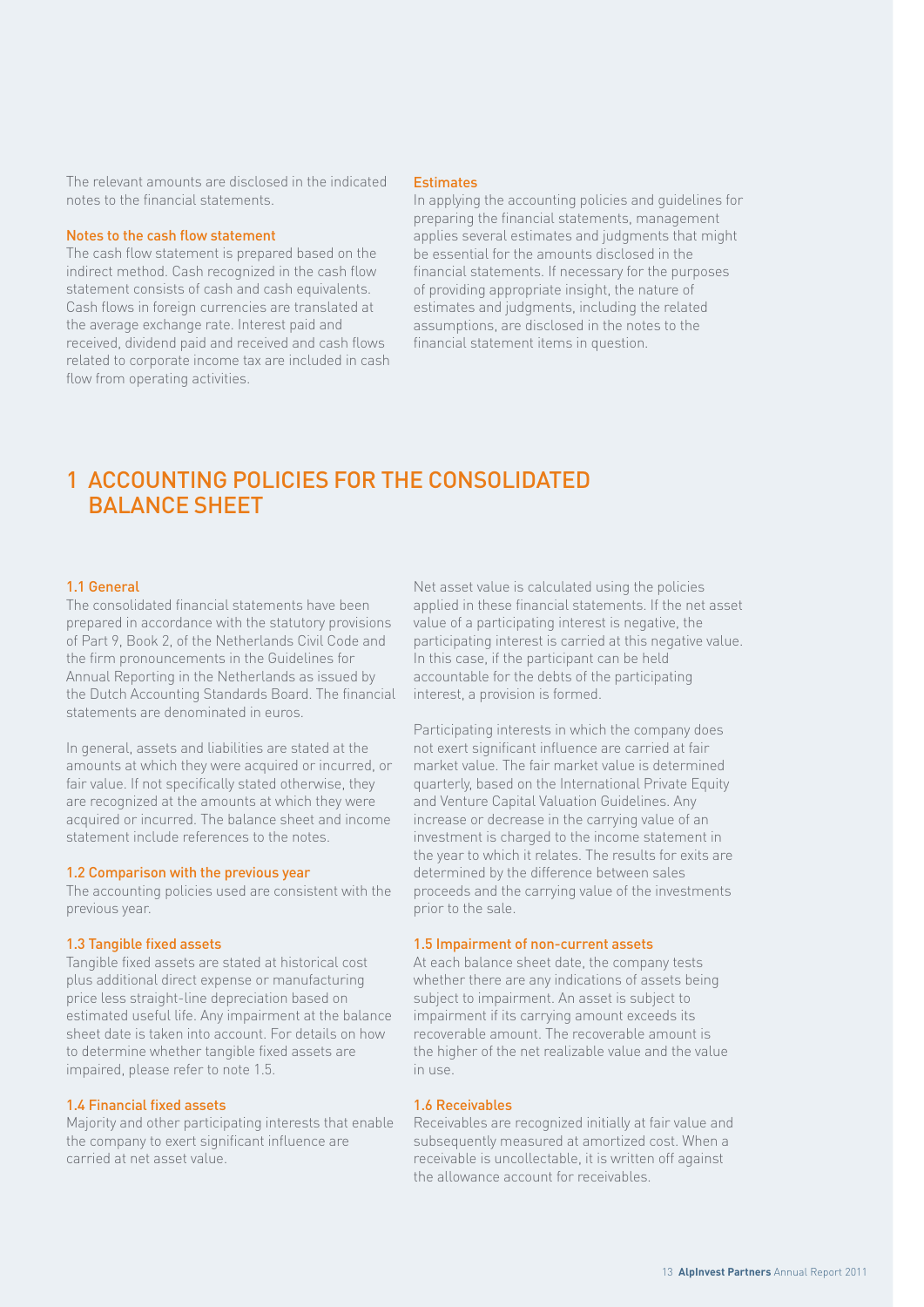The relevant amounts are disclosed in the indicated notes to the financial statements.

### Notes to the cash flow statement

The cash flow statement is prepared based on the indirect method. Cash recognized in the cash flow statement consists of cash and cash equivalents. Cash flows in foreign currencies are translated at the average exchange rate. Interest paid and received, dividend paid and received and cash flows related to corporate income tax are included in cash flow from operating activities.

### Estimates

In applying the accounting policies and guidelines for preparing the financial statements, management applies several estimates and judgments that might be essential for the amounts disclosed in the financial statements. If necessary for the purposes of providing appropriate insight, the nature of estimates and judgments, including the related assumptions, are disclosed in the notes to the financial statement items in question.

# 1 ACCOUNTING POLICIES FOR THE CONSOLIDATED BALANCE SHEET

### 1.1 General

The consolidated financial statements have been prepared in accordance with the statutory provisions of Part 9, Book 2, of the Netherlands Civil Code and the firm pronouncements in the Guidelines for Annual Reporting in the Netherlands as issued by the Dutch Accounting Standards Board. The financial statements are denominated in euros.

In general, assets and liabilities are stated at the amounts at which they were acquired or incurred, or fair value. If not specifically stated otherwise, they are recognized at the amounts at which they were acquired or incurred. The balance sheet and income statement include references to the notes.

### 1.2 Comparison with the previous year

The accounting policies used are consistent with the previous year.

### 1.3 Tangible fixed assets

Tangible fixed assets are stated at historical cost plus additional direct expense or manufacturing price less straight-line depreciation based on estimated useful life. Any impairment at the balance sheet date is taken into account. For details on how to determine whether tangible fixed assets are impaired, please refer to note 1.5.

### 1.4 Financial fixed assets

Majority and other participating interests that enable the company to exert significant influence are carried at net asset value.

Net asset value is calculated using the policies applied in these financial statements. If the net asset value of a participating interest is negative, the participating interest is carried at this negative value. In this case, if the participant can be held accountable for the debts of the participating interest, a provision is formed.

Participating interests in which the company does not exert significant influence are carried at fair market value. The fair market value is determined quarterly, based on the International Private Equity and Venture Capital Valuation Guidelines. Any increase or decrease in the carrying value of an investment is charged to the income statement in the year to which it relates. The results for exits are determined by the difference between sales proceeds and the carrying value of the investments prior to the sale.

### 1.5 Impairment of non-current assets

At each balance sheet date, the company tests whether there are any indications of assets being subject to impairment. An asset is subject to impairment if its carrying amount exceeds its recoverable amount. The recoverable amount is the higher of the net realizable value and the value in use.

### 1.6 Receivables

Receivables are recognized initially at fair value and subsequently measured at amortized cost. When a receivable is uncollectable, it is written off against the allowance account for receivables.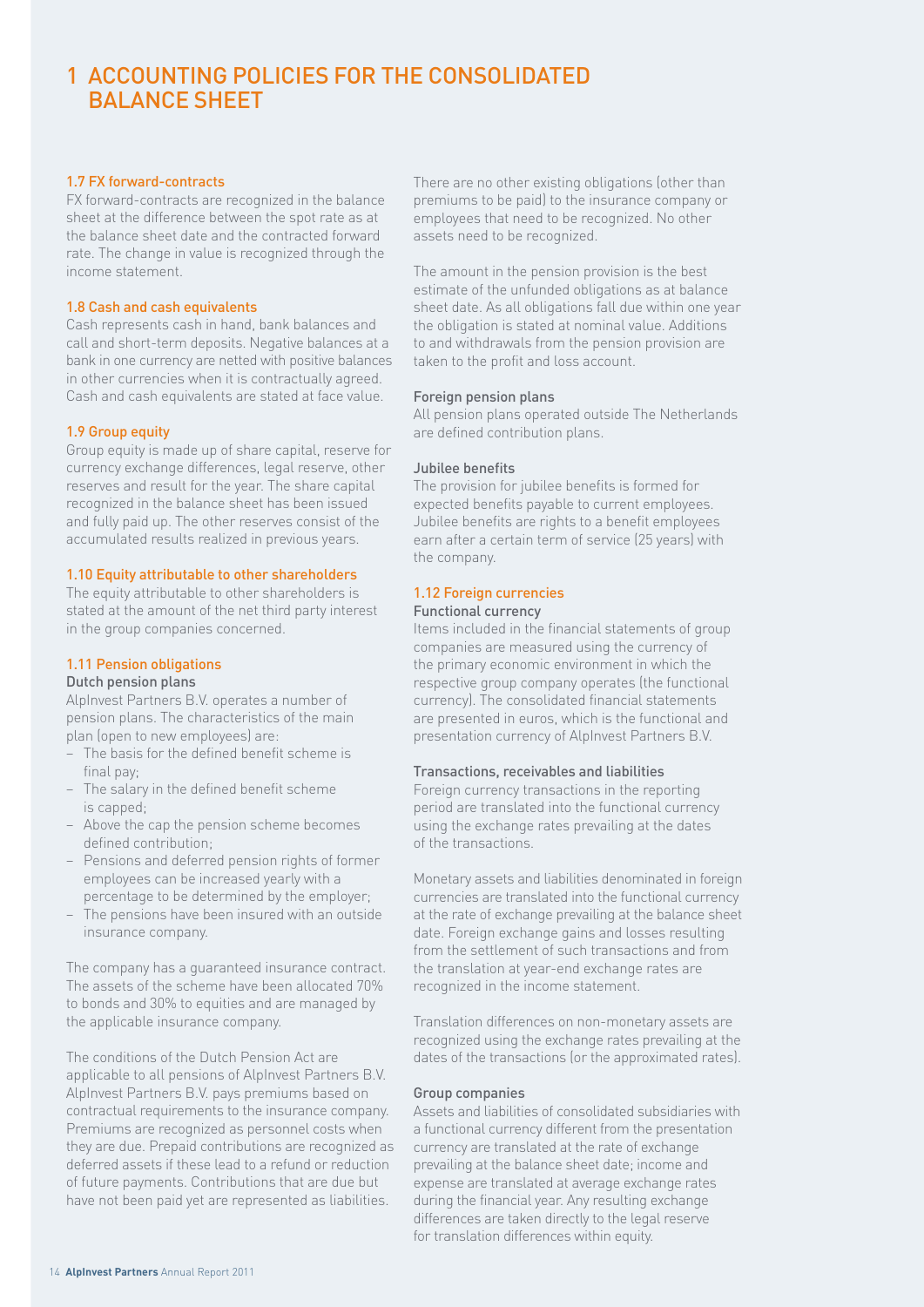# 1 ACCOUNTING POLICIES FOR THE CONSOLIDATED BALANCE SHEET

### 1.7 FX forward-contracts

FX forward-contracts are recognized in the balance sheet at the difference between the spot rate as at the balance sheet date and the contracted forward rate. The change in value is recognized through the income statement.

### 1.8 Cash and cash equivalents

Cash represents cash in hand, bank balances and call and short-term deposits. Negative balances at a bank in one currency are netted with positive balances in other currencies when it is contractually agreed. Cash and cash equivalents are stated at face value.

### 1.9 Group equity

Group equity is made up of share capital, reserve for currency exchange differences, legal reserve, other reserves and result for the year. The share capital recognized in the balance sheet has been issued and fully paid up. The other reserves consist of the accumulated results realized in previous years.

### 1.10 Equity attributable to other shareholders

The equity attributable to other shareholders is stated at the amount of the net third party interest in the group companies concerned.

### 1.11 Pension obligations

#### Dutch pension plans

AlpInvest Partners B.V. operates a number of pension plans. The characteristics of the main plan (open to new employees) are:

- The basis for the defined benefit scheme is final pay;
- The salary in the defined benefit scheme is capped;
- Above the cap the pension scheme becomes defined contribution;
- Pensions and deferred pension rights of former employees can be increased yearly with a percentage to be determined by the employer;
- The pensions have been insured with an outside insurance company.

The company has a guaranteed insurance contract. The assets of the scheme have been allocated 70% to bonds and 30% to equities and are managed by the applicable insurance company.

The conditions of the Dutch Pension Act are applicable to all pensions of AlpInvest Partners B.V. AlpInvest Partners B.V. pays premiums based on contractual requirements to the insurance company. Premiums are recognized as personnel costs when they are due. Prepaid contributions are recognized as deferred assets if these lead to a refund or reduction of future payments. Contributions that are due but have not been paid yet are represented as liabilities.

There are no other existing obligations (other than premiums to be paid) to the insurance company or employees that need to be recognized. No other assets need to be recognized.

The amount in the pension provision is the best estimate of the unfunded obligations as at balance sheet date. As all obligations fall due within one year the obligation is stated at nominal value. Additions to and withdrawals from the pension provision are taken to the profit and loss account.

#### Foreign pension plans

All pension plans operated outside The Netherlands are defined contribution plans.

#### Jubilee benefits

The provision for jubilee benefits is formed for expected benefits payable to current employees. Jubilee benefits are rights to a benefit employees earn after a certain term of service (25 years) with the company.

### 1.12 Foreign currencies

#### Functional currency

Items included in the financial statements of group companies are measured using the currency of the primary economic environment in which the respective group company operates (the functional currency). The consolidated financial statements are presented in euros, which is the functional and presentation currency of AlpInvest Partners B.V.

#### Transactions, receivables and liabilities

Foreign currency transactions in the reporting period are translated into the functional currency using the exchange rates prevailing at the dates of the transactions.

Monetary assets and liabilities denominated in foreign currencies are translated into the functional currency at the rate of exchange prevailing at the balance sheet date. Foreign exchange gains and losses resulting from the settlement of such transactions and from the translation at year-end exchange rates are recognized in the income statement.

Translation differences on non-monetary assets are recognized using the exchange rates prevailing at the dates of the transactions (or the approximated rates).

#### Group companies

Assets and liabilities of consolidated subsidiaries with a functional currency different from the presentation currency are translated at the rate of exchange prevailing at the balance sheet date; income and expense are translated at average exchange rates during the financial year. Any resulting exchange differences are taken directly to the legal reserve for translation differences within equity.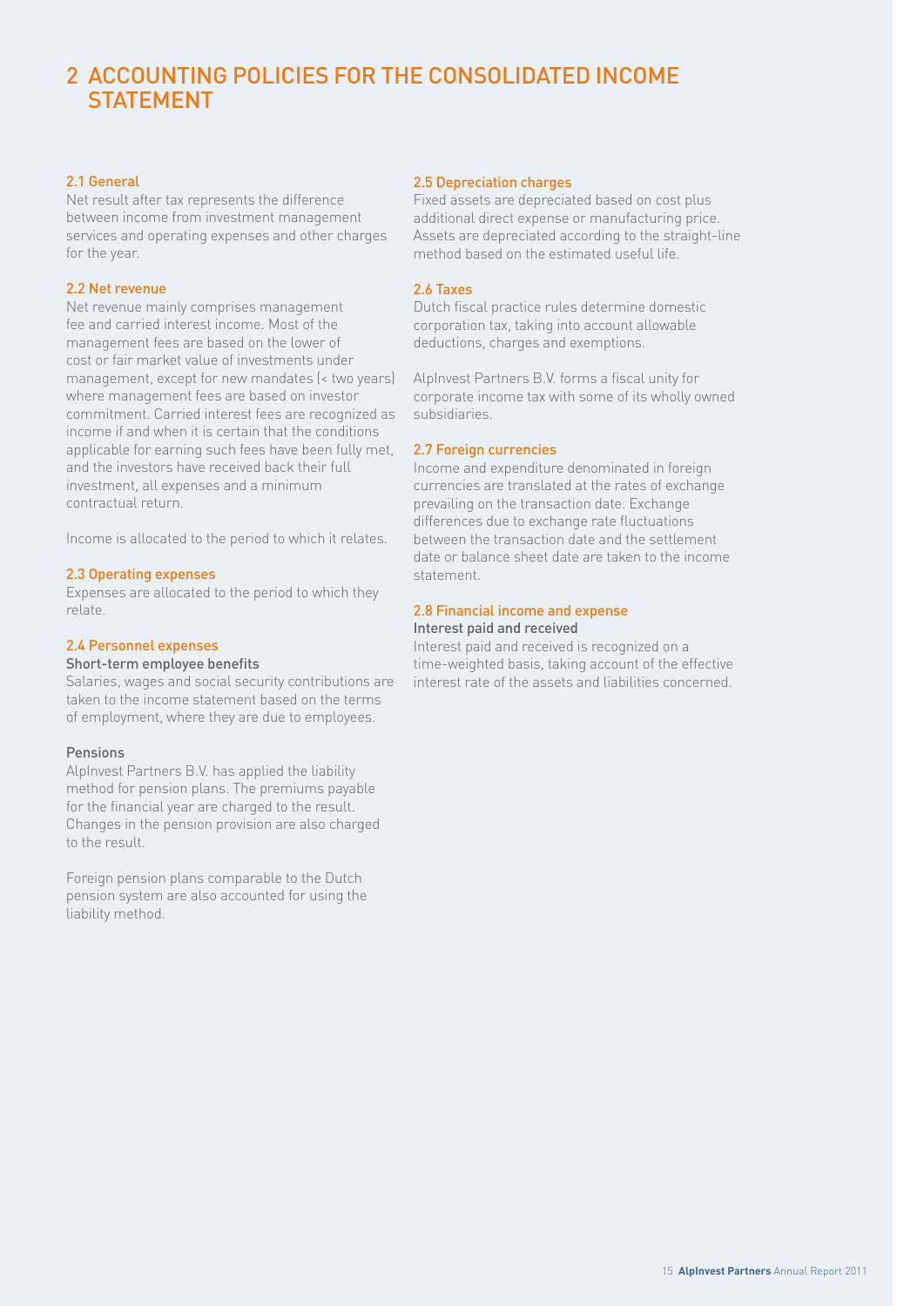# 2 ACCOUNTING POLICIES FOR THE CONSOLIDATED INCOME STATEMENT

## 2.1 General

Net result after tax represents the difference between income from investment management services and operating expenses and other charges for the year.

## 2.2 Net revenue

Net revenue mainly comprises management fee and carried interest income. Most of the management fees are based on the lower of cost or fair market value of investments under management, except for new mandates (< two years) where management fees are based on investor commitment. Carried interest fees are recognized as income if and when it is certain that the conditions applicable for earning such fees have been fully met, and the investors have received back their full investment, all expenses and a minimum contractual return.

Income is allocated to the period to which it relates.

## 2.3 Operating expenses

Expenses are allocated to the period to which they relate.

## 2.4 Personnel expenses

### Short-term employee benefits

Salaries, wages and social security contributions are taken to the income statement based on the terms of employment, where they are due to employees.

### Pensions

AlpInvest Partners B.V. has applied the liability method for pension plans. The premiums payable for the financial year are charged to the result. Changes in the pension provision are also charged to the result.

Foreign pension plans comparable to the Dutch pension system are also accounted for using the liability method.

## 2.5 Depreciation charges

Fixed assets are depreciated based on cost plus additional direct expense or manufacturing price. Assets are depreciated according to the straight-line method based on the estimated useful life.

## 2.6 Taxes

Dutch fiscal practice rules determine domestic corporation tax, taking into account allowable deductions, charges and exemptions.

AlpInvest Partners B.V. forms a fiscal unity for corporate income tax with some of its wholly owned subsidiaries.

## 2.7 Foreign currencies

Income and expenditure denominated in foreign currencies are translated at the rates of exchange prevailing on the transaction date. Exchange differences due to exchange rate fluctuations between the transaction date and the settlement date or balance sheet date are taken to the income statement.

## 2.8 Financial income and expense

### Interest paid and received

Interest paid and received is recognized on a time-weighted basis, taking account of the effective interest rate of the assets and liabilities concerned.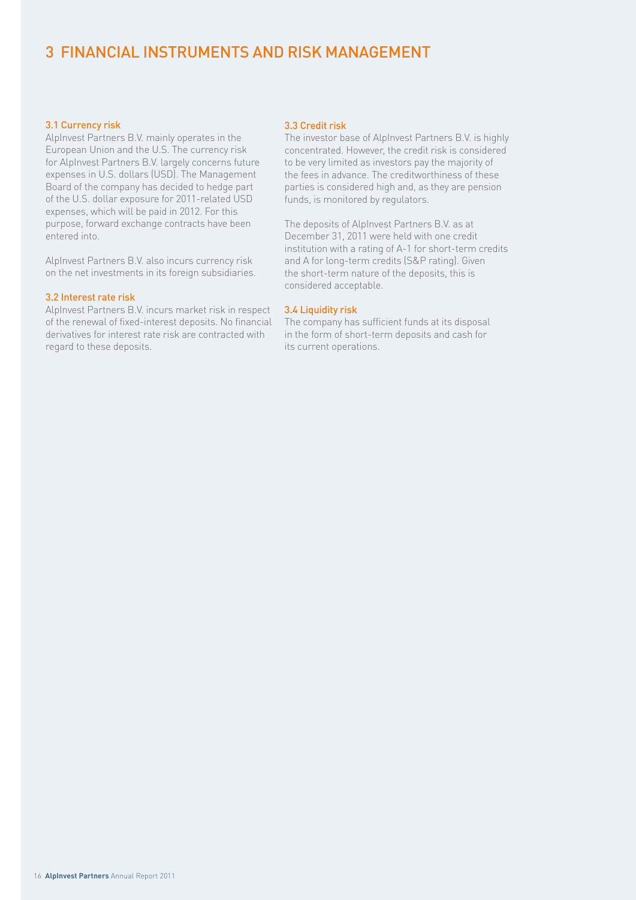# 3 FINANCIAL INSTRUMENTS AND RISK MANAGEMENT

### 3.1 Currency risk

AlpInvest Partners B.V. mainly operates in the European Union and the U.S. The currency risk for AlpInvest Partners B.V. largely concerns future expenses in U.S. dollars (USD). The Management Board of the company has decided to hedge part of the U.S. dollar exposure for 2011-related USD expenses, which will be paid in 2012. For this purpose, forward exchange contracts have been entered into.

AlpInvest Partners B.V. also incurs currency risk on the net investments in its foreign subsidiaries.

### 3.2 Interest rate risk

AlpInvest Partners B.V. incurs market risk in respect of the renewal of fixed-interest deposits. No financial derivatives for interest rate risk are contracted with regard to these deposits.

### 3.3 Credit risk

The investor base of AlpInvest Partners B.V. is highly concentrated. However, the credit risk is considered to be very limited as investors pay the majority of the fees in advance. The creditworthiness of these parties is considered high and, as they are pension funds, is monitored by regulators.

The deposits of AlpInvest Partners B.V. as at December 31, 2011 were held with one credit institution with a rating of A-1 for short-term credits and A for long-term credits (S&P rating). Given the short-term nature of the deposits, this is considered acceptable.

### 3.4 Liquidity risk

The company has sufficient funds at its disposal in the form of short-term deposits and cash for its current operations.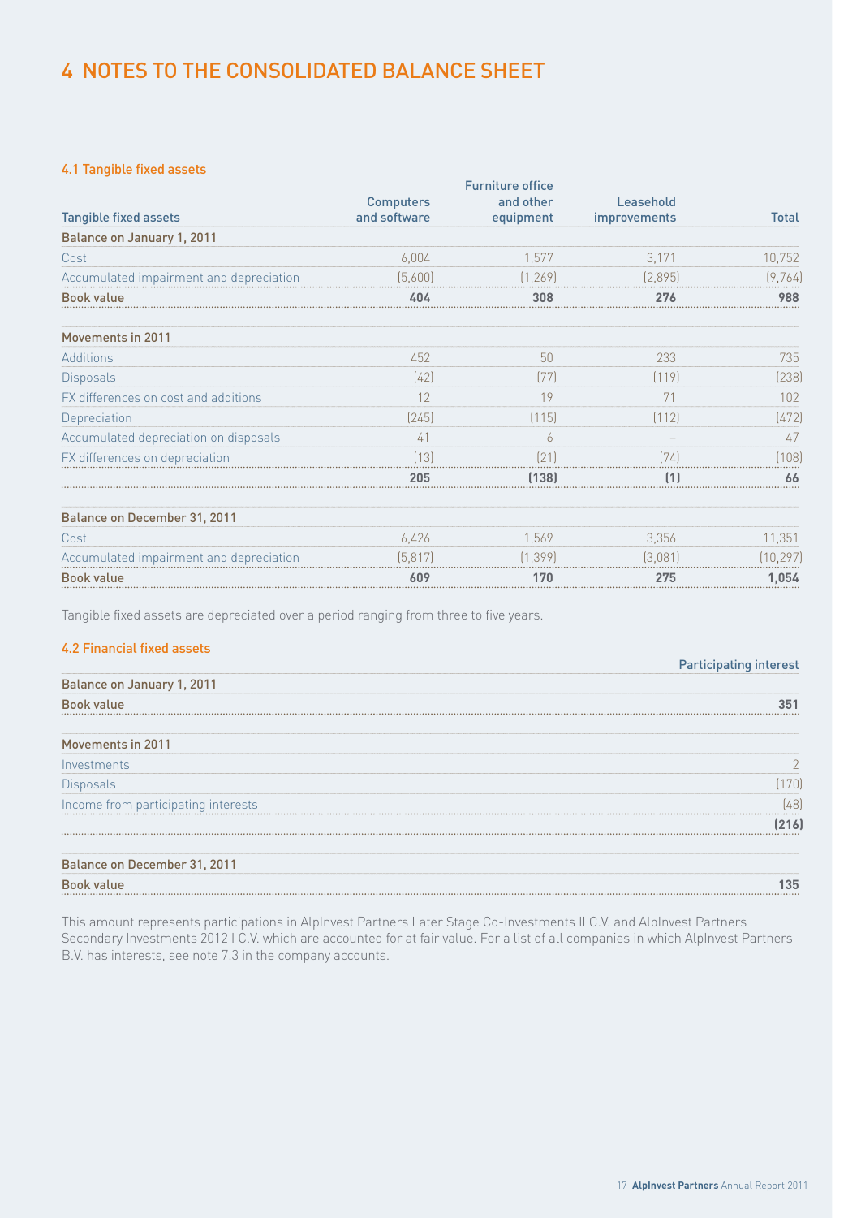# 4 NOTES TO THE CONSOLIDATED BALANCE SHEET

### 4.1 Tangible fixed assets

| Tangible fixed assets | Computers and software | Furniture office and other equipment | Leasehold improvements | Total |
|---|---|---|---|---|
| **Balance on January 1, 2011** | | | | |
| Cost | 6,004 | 1,577 | 3,171 | 10,752 |
| Accumulated impairment and depreciation | (5,600) | (1,269) | (2,895) | (9,764) |
| **Book value** | **404** | **308** | **276** | **988** |
| **Movements in 2011** | | | | |
| Additions | 452 | 50 | 233 | 735 |
| Disposals | (42) | (77) | (119) | (238) |
| FX differences on cost and additions | 12 | 19 | 71 | 102 |
| Depreciation | (245) | (115) | (112) | (472) |
| Accumulated depreciation on disposals | 41 | 6 | – | 47 |
| FX differences on depreciation | (13) | (21) | (74) | (108) |
| | **205** | **(138)** | **(1)** | **66** |
| **Balance on December 31, 2011** | | | | |
| Cost | 6,426 | 1,569 | 3,356 | 11,351 |
| Accumulated impairment and depreciation | (5,817) | (1,399) | (3,081) | (10,297) |
| **Book value** | **609** | **170** | **275** | **1,054** |

Tangible fixed assets are depreciated over a period ranging from three to five years.

### 4.2 Financial fixed assets

| | Participating interest |
|---|---|
| **Balance on January 1, 2011** | |
| **Book value** | **351** |
| **Movements in 2011** | |
| Investments | 2 |
| Disposals | (170) |
| Income from participating interests | (48) |
| | **(216)** |
| **Balance on December 31, 2011** | |
| **Book value** | **135** |

This amount represents participations in AlpInvest Partners Later Stage Co-Investments II C.V. and AlpInvest Partners Secondary Investments 2012 I C.V. which are accounted for at fair value. For a list of all companies in which AlpInvest Partners B.V. has interests, see note 7.3 in the company accounts.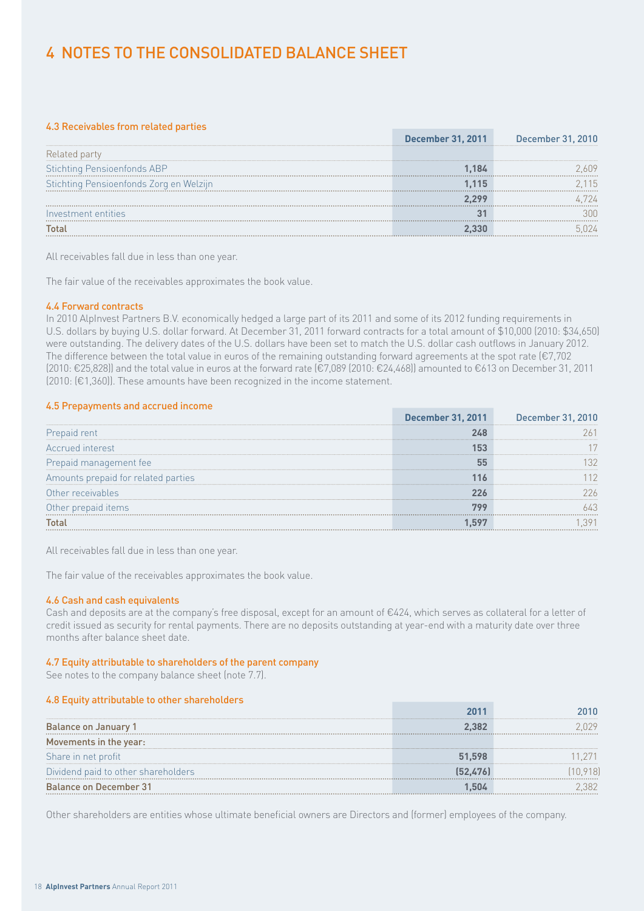# 4 NOTES TO THE CONSOLIDATED BALANCE SHEET

### 4.3 Receivables from related parties

| | December 31, 2011 | December 31, 2010 |
|---|---|---|
| Related party | | |
| Stichting Pensioenfonds ABP | 1,184 | 2,609 |
| Stichting Pensioenfonds Zorg en Welzijn | 1,115 | 2,115 |
| | 2,299 | 4,724 |
| Investment entities | 31 | 300 |
| **Total** | **2,330** | 5,024 |

All receivables fall due in less than one year.

The fair value of the receivables approximates the book value.

### 4.4 Forward contracts

In 2010 AlpInvest Partners B.V. economically hedged a large part of its 2011 and some of its 2012 funding requirements in U.S. dollars by buying U.S. dollar forward. At December 31, 2011 forward contracts for a total amount of $10,000 (2010: $34,650) were outstanding. The delivery dates of the U.S. dollars have been set to match the U.S. dollar cash outflows in January 2012. The difference between the total value in euros of the remaining outstanding forward agreements at the spot rate (€7,702 (2010: €25,828)) and the total value in euros at the forward rate (€7,089 (2010: €24,468)) amounted to €613 on December 31, 2011 (2010: (€1,360)). These amounts have been recognized in the income statement.

### 4.5 Prepayments and accrued income

| | December 31, 2011 | December 31, 2010 |
|---|---|---|
| Prepaid rent | 248 | 261 |
| Accrued interest | 153 | 17 |
| Prepaid management fee | 55 | 132 |
| Amounts prepaid for related parties | 116 | 112 |
| Other receivables | 226 | 226 |
| Other prepaid items | 799 | 643 |
| **Total** | **1,597** | 1,391 |

All receivables fall due in less than one year.

The fair value of the receivables approximates the book value.

### 4.6 Cash and cash equivalents

Cash and deposits are at the company's free disposal, except for an amount of €424, which serves as collateral for a letter of credit issued as security for rental payments. There are no deposits outstanding at year-end with a maturity date over three months after balance sheet date.

### 4.7 Equity attributable to shareholders of the parent company

See notes to the company balance sheet (note 7.7).

### 4.8 Equity attributable to other shareholders

| | 2011 | 2010 |
|---|---|---|
| **Balance on January 1** | **2,382** | 2,029 |
| **Movements in the year:** | | |
| Share in net profit | 51,598 | 11,271 |
| Dividend paid to other shareholders | (52,476) | (10,918) |
| **Balance on December 31** | **1,504** | 2,382 |

Other shareholders are entities whose ultimate beneficial owners are Directors and (former) employees of the company.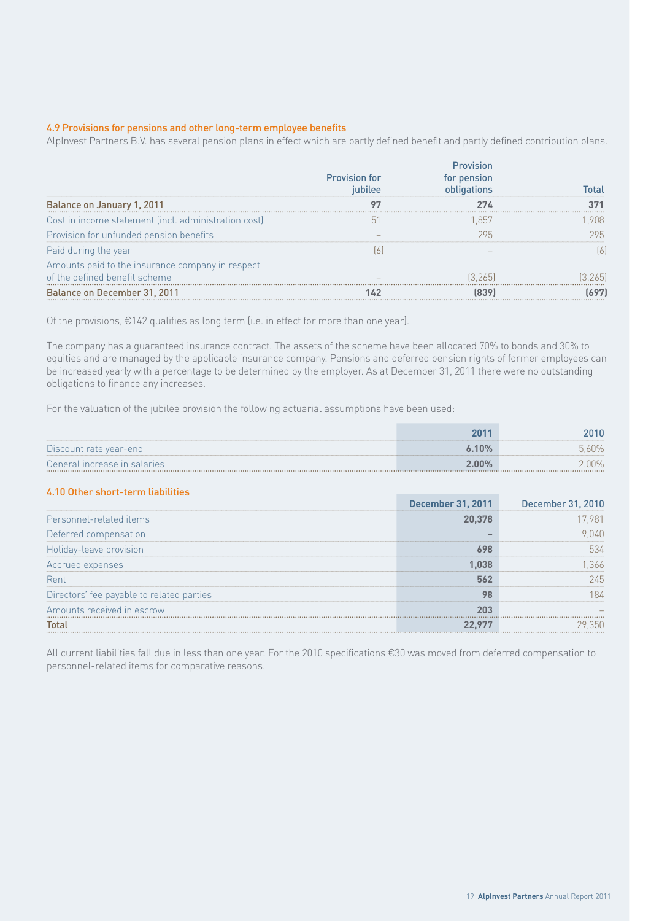### 4.9 Provisions for pensions and other long-term employee benefits

AlpInvest Partners B.V. has several pension plans in effect which are partly defined benefit and partly defined contribution plans.

| | Provision for jubilee | Provision for pension obligations | Total |
|---|---|---|---|
| **Balance on January 1, 2011** | **97** | **274** | **371** |
| Cost in income statement (incl. administration cost) | 51 | 1,857 | 1,908 |
| Provision for unfunded pension benefits | – | 295 | 295 |
| Paid during the year | (6) | – | (6) |
| Amounts paid to the insurance company in respect of the defined benefit scheme | – | (3,265) | (3,265) |
| **Balance on December 31, 2011** | **142** | **(839)** | **(697)** |

Of the provisions, €142 qualifies as long term (i.e. in effect for more than one year).

The company has a guaranteed insurance contract. The assets of the scheme have been allocated 70% to bonds and 30% to equities and are managed by the applicable insurance company. Pensions and deferred pension rights of former employees can be increased yearly with a percentage to be determined by the employer. As at December 31, 2011 there were no outstanding obligations to finance any increases.

For the valuation of the jubilee provision the following actuarial assumptions have been used:

| | 2011 | 2010 |
|---|---|---|
| Discount rate year-end | **6.10%** | 5,60% |
| General increase in salaries | **2.00%** | 2.00% |

### 4.10 Other short-term liabilities

| | December 31, 2011 | December 31, 2010 |
|---|---|---|
| Personnel-related items | **20,378** | 17,981 |
| Deferred compensation | **–** | 9,040 |
| Holiday-leave provision | **698** | 534 |
| Accrued expenses | **1,038** | 1,366 |
| Rent | **562** | 245 |
| Directors' fee payable to related parties | **98** | 184 |
| Amounts received in escrow | **203** | – |
| **Total** | **22,977** | 29,350 |

All current liabilities fall due in less than one year. For the 2010 specifications €30 was moved from deferred compensation to personnel-related items for comparative reasons.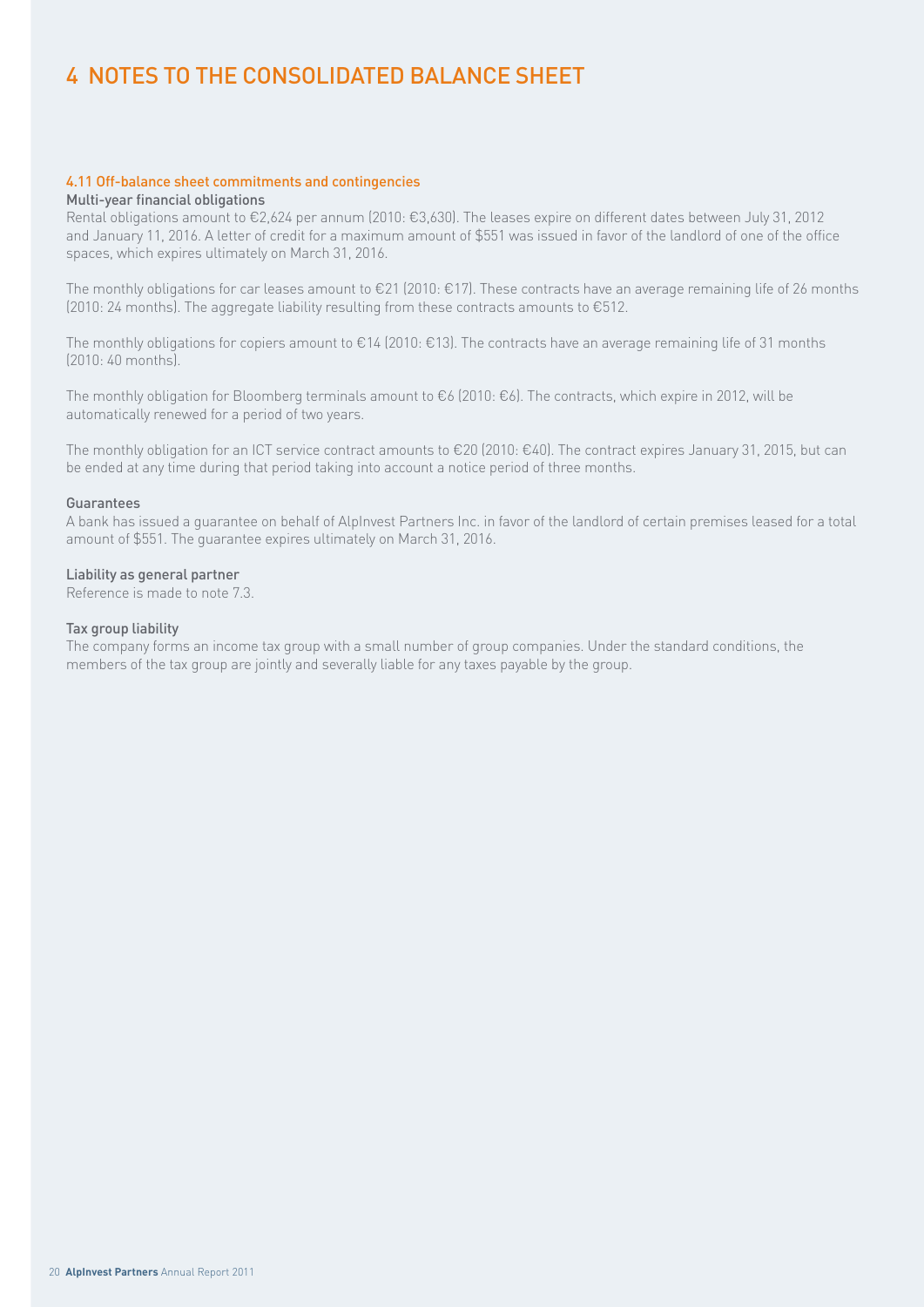# 4 NOTES TO THE CONSOLIDATED BALANCE SHEET

### 4.11 Off-balance sheet commitments and contingencies

#### Multi-year financial obligations

Rental obligations amount to €2,624 per annum (2010: €3,630). The leases expire on different dates between July 31, 2012 and January 11, 2016. A letter of credit for a maximum amount of $551 was issued in favor of the landlord of one of the office spaces, which expires ultimately on March 31, 2016.

The monthly obligations for car leases amount to €21 (2010: €17). These contracts have an average remaining life of 26 months (2010: 24 months). The aggregate liability resulting from these contracts amounts to €512.

The monthly obligations for copiers amount to €14 (2010: €13). The contracts have an average remaining life of 31 months (2010: 40 months).

The monthly obligation for Bloomberg terminals amount to €6 (2010: €6). The contracts, which expire in 2012, will be automatically renewed for a period of two years.

The monthly obligation for an ICT service contract amounts to €20 (2010: €40). The contract expires January 31, 2015, but can be ended at any time during that period taking into account a notice period of three months.

#### Guarantees

A bank has issued a guarantee on behalf of AlpInvest Partners Inc. in favor of the landlord of certain premises leased for a total amount of $551. The guarantee expires ultimately on March 31, 2016.

#### Liability as general partner

Reference is made to note 7.3.

#### Tax group liability

The company forms an income tax group with a small number of group companies. Under the standard conditions, the members of the tax group are jointly and severally liable for any taxes payable by the group.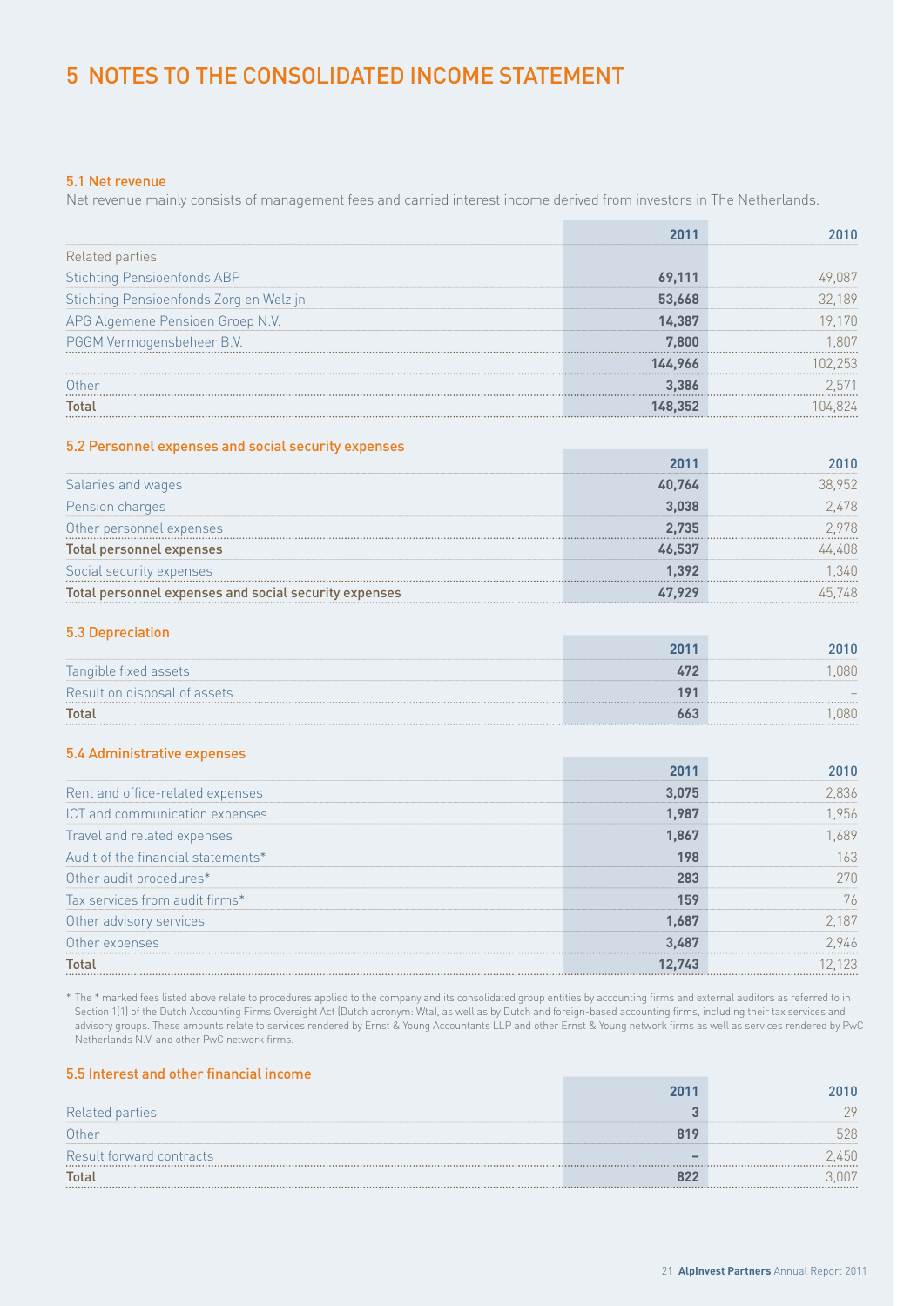# 5 NOTES TO THE CONSOLIDATED INCOME STATEMENT

## 5.1 Net revenue

Net revenue mainly consists of management fees and carried interest income derived from investors in The Netherlands.

| | 2011 | 2010 |
|---|---|---|
| Related parties | | |
| Stichting Pensioenfonds ABP | 69,111 | 49,087 |
| Stichting Pensioenfonds Zorg en Welzijn | 53,668 | 32,189 |
| APG Algemene Pensioen Groep N.V. | 14,387 | 19,170 |
| PGGM Vermogensbeheer B.V. | 7,800 | 1,807 |
| | 144,966 | 102,253 |
| Other | 3,386 | 2,571 |
| **Total** | **148,352** | **104,824** |

## 5.2 Personnel expenses and social security expenses

| | 2011 | 2010 |
|---|---|---|
| Salaries and wages | 40,764 | 38,952 |
| Pension charges | 3,038 | 2,478 |
| Other personnel expenses | 2,735 | 2,978 |
| **Total personnel expenses** | **46,537** | **44,408** |
| Social security expenses | 1,392 | 1,340 |
| **Total personnel expenses and social security expenses** | **47,929** | **45,748** |

## 5.3 Depreciation

| | 2011 | 2010 |
|---|---|---|
| Tangible fixed assets | 472 | 1,080 |
| Result on disposal of assets | 191 | – |
| **Total** | **663** | **1,080** |

## 5.4 Administrative expenses

| | 2011 | 2010 |
|---|---|---|
| Rent and office-related expenses | 3,075 | 2,836 |
| ICT and communication expenses | 1,987 | 1,956 |
| Travel and related expenses | 1,867 | 1,689 |
| Audit of the financial statements* | 198 | 163 |
| Other audit procedures* | 283 | 270 |
| Tax services from audit firms* | 159 | 76 |
| Other advisory services | 1,687 | 2,187 |
| Other expenses | 3,487 | 2,946 |
| **Total** | **12,743** | **12,123** |

* The * marked fees listed above relate to procedures applied to the company and its consolidated group entities by accounting firms and external auditors as referred to in Section 1(1) of the Dutch Accounting Firms Oversight Act (Dutch acronym: Wta), as well as by Dutch and foreign-based accounting firms, including their tax services and advisory groups. These amounts relate to services rendered by Ernst & Young Accountants LLP and other Ernst & Young network firms as well as services rendered by PwC Netherlands N.V. and other PwC network firms.

## 5.5 Interest and other financial income

| | 2011 | 2010 |
|---|---|---|
| Related parties | 3 | 29 |
| Other | 819 | 528 |
| Result forward contracts | – | 2,450 |
| **Total** | **822** | **3,007** |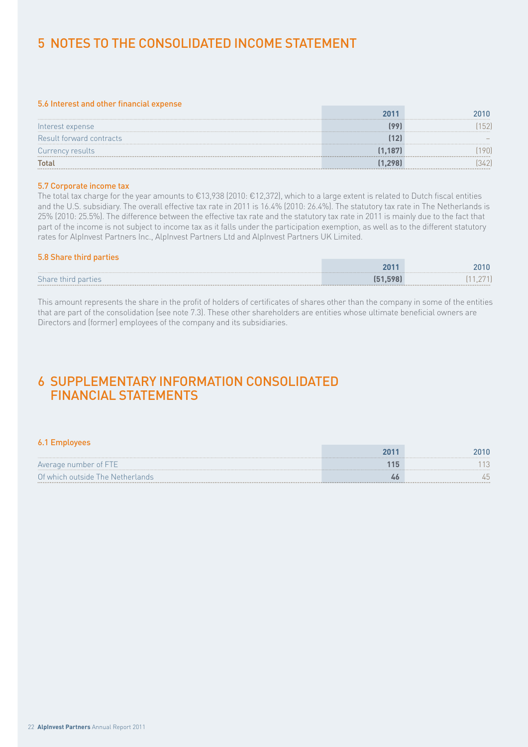# 5 NOTES TO THE CONSOLIDATED INCOME STATEMENT

### 5.6 Interest and other financial expense

| | 2011 | 2010 |
|---|---|---|
| Interest expense | **(99)** | (152) |
| Result forward contracts | **(12)** | – |
| Currency results | **(1,187)** | (190) |
| **Total** | **(1,298)** | (342) |

### 5.7 Corporate income tax

The total tax charge for the year amounts to €13,938 (2010: €12,372), which to a large extent is related to Dutch fiscal entities and the U.S. subsidiary. The overall effective tax rate in 2011 is 16.4% (2010: 26.4%). The statutory tax rate in The Netherlands is 25% (2010: 25.5%). The difference between the effective tax rate and the statutory tax rate in 2011 is mainly due to the fact that part of the income is not subject to income tax as it falls under the participation exemption, as well as to the different statutory rates for AlpInvest Partners Inc., AlpInvest Partners Ltd and AlpInvest Partners UK Limited.

### 5.8 Share third parties

| | 2011 | 2010 |
|---|---|---|
| Share third parties | **(51,598)** | (11,271) |

This amount represents the share in the profit of holders of certificates of shares other than the company in some of the entities that are part of the consolidation (see note 7.3). These other shareholders are entities whose ultimate beneficial owners are Directors and (former) employees of the company and its subsidiaries.

# 6 SUPPLEMENTARY INFORMATION CONSOLIDATED FINANCIAL STATEMENTS

### 6.1 Employees

| | 2011 | 2010 |
|---|---|---|
| Average number of FTE | **115** | 113 |
| Of which outside The Netherlands | **46** | 45 |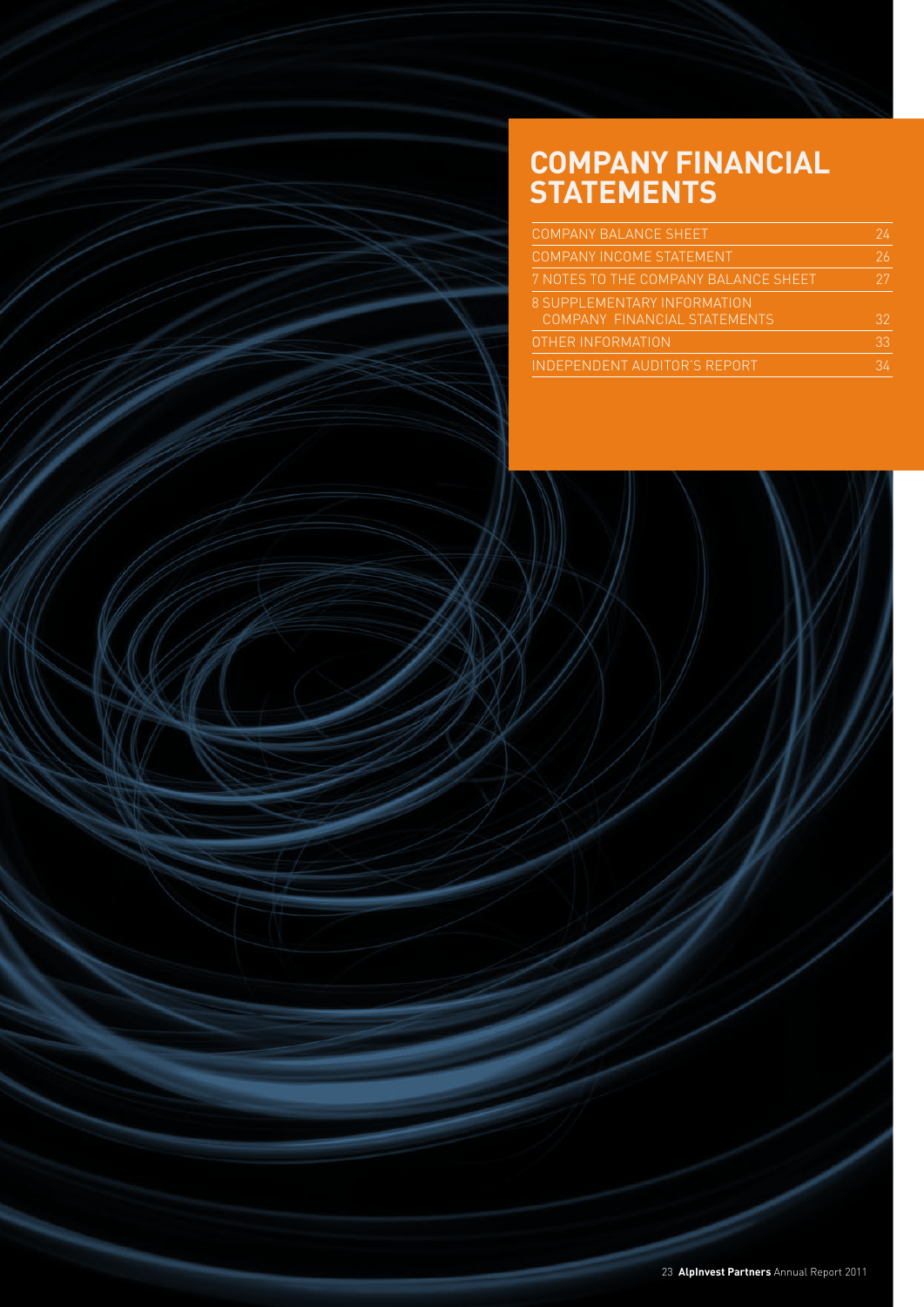# COMPANY FINANCIAL STATEMENTS

| | |
|---|---|
| COMPANY BALANCE SHEET | 24 |
| COMPANY INCOME STATEMENT | 26 |
| 7 NOTES TO THE COMPANY BALANCE SHEET | 27 |
| 8 SUPPLEMENTARY INFORMATION COMPANY FINANCIAL STATEMENTS | 32 |
| OTHER INFORMATION | 33 |
| INDEPENDENT AUDITOR'S REPORT | 34 |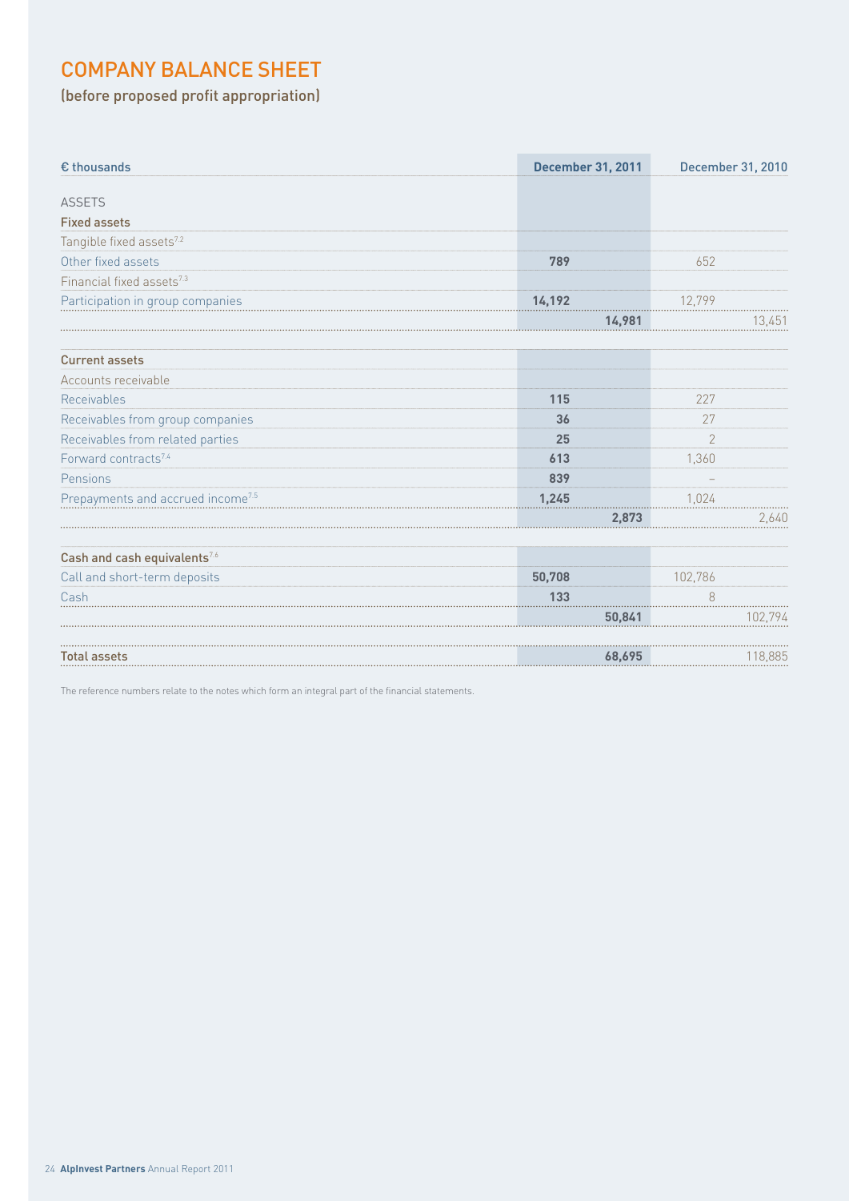# COMPANY BALANCE SHEET

(before proposed profit appropriation)

| € thousands | December 31, 2011 | | December 31, 2010 | |
|---|---|---|---|---|
| ASSETS | | | | |
| **Fixed assets** | | | | |
| Tangible fixed assets[7.2] | | | | |
| Other fixed assets | **789** | | 652 | |
| Financial fixed assets[7.3] | | | | |
| Participation in group companies | **14,192** | | 12,799 | |
| | | **14,981** | | 13,451 |
| **Current assets** | | | | |
| Accounts receivable | | | | |
| Receivables | **115** | | 227 | |
| Receivables from group companies | **36** | | 27 | |
| Receivables from related parties | **25** | | 2 | |
| Forward contracts[7.4] | **613** | | 1,360 | |
| Pensions | **839** | | – | |
| Prepayments and accrued income[7.5] | **1,245** | | 1,024 | |
| | | **2,873** | | 2,640 |
| **Cash and cash equivalents**[7.6] | | | | |
| Call and short-term deposits | **50,708** | | 102,786 | |
| Cash | **133** | | 8 | |
| | | **50,841** | | 102,794 |
| **Total assets** | | **68,695** | | 118,885 |

The reference numbers relate to the notes which form an integral part of the financial statements.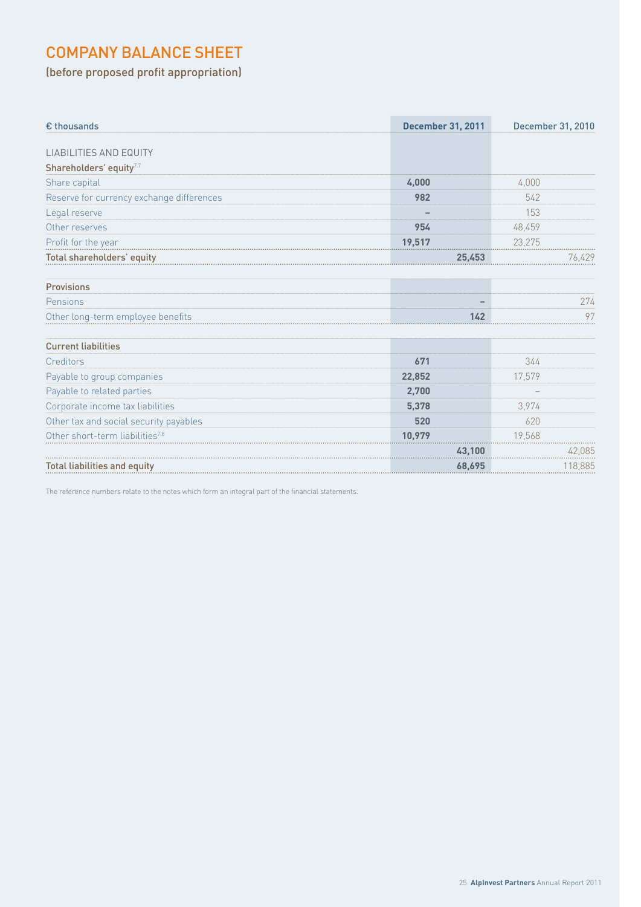# COMPANY BALANCE SHEET

## (before proposed profit appropriation)

| € thousands | December 31, 2011 | | December 31, 2010 | |
|---|---|---|---|---|
| LIABILITIES AND EQUITY | | | | |
| **Shareholders' equity**[7.7] | | | | |
| Share capital | 4,000 | | 4,000 | |
| Reserve for currency exchange differences | 982 | | 542 | |
| Legal reserve | – | | 153 | |
| Other reserves | 954 | | 48,459 | |
| Profit for the year | 19,517 | | 23,275 | |
| **Total shareholders' equity** | | 25,453 | | 76,429 |
| **Provisions** | | | | |
| Pensions | | – | | 274 |
| Other long-term employee benefits | | 142 | | 97 |
| **Current liabilities** | | | | |
| Creditors | 671 | | 344 | |
| Payable to group companies | 22,852 | | 17,579 | |
| Payable to related parties | 2,700 | | – | |
| Corporate income tax liabilities | 5,378 | | 3,974 | |
| Other tax and social security payables | 520 | | 620 | |
| Other short-term liabilities[7.8] | 10,979 | | 19,568 | |
| | | 43,100 | | 42,085 |
| **Total liabilities and equity** | | 68,695 | | 118,885 |

The reference numbers relate to the notes which form an integral part of the financial statements.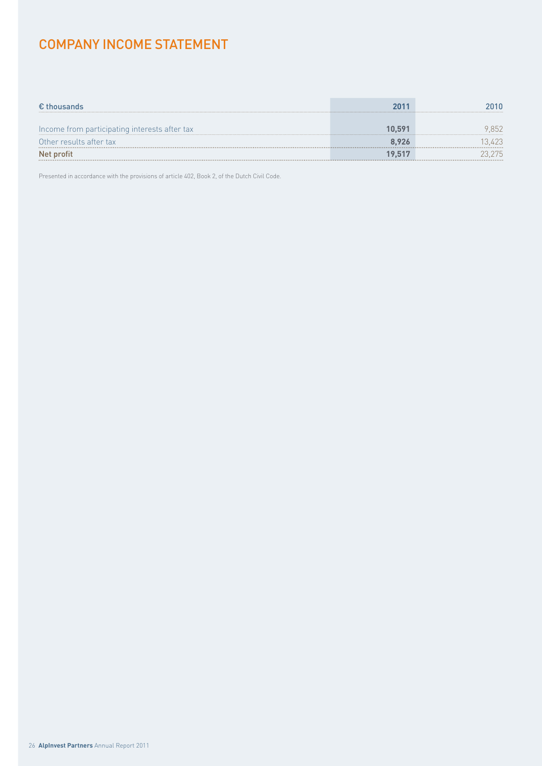# COMPANY INCOME STATEMENT

| € thousands | 2011 | 2010 |
|---|---|---|
| Income from participating interests after tax | **10,591** | 9,852 |
| Other results after tax | **8,926** | 13,423 |
| **Net profit** | **19,517** | 23,275 |

Presented in accordance with the provisions of article 402, Book 2, of the Dutch Civil Code.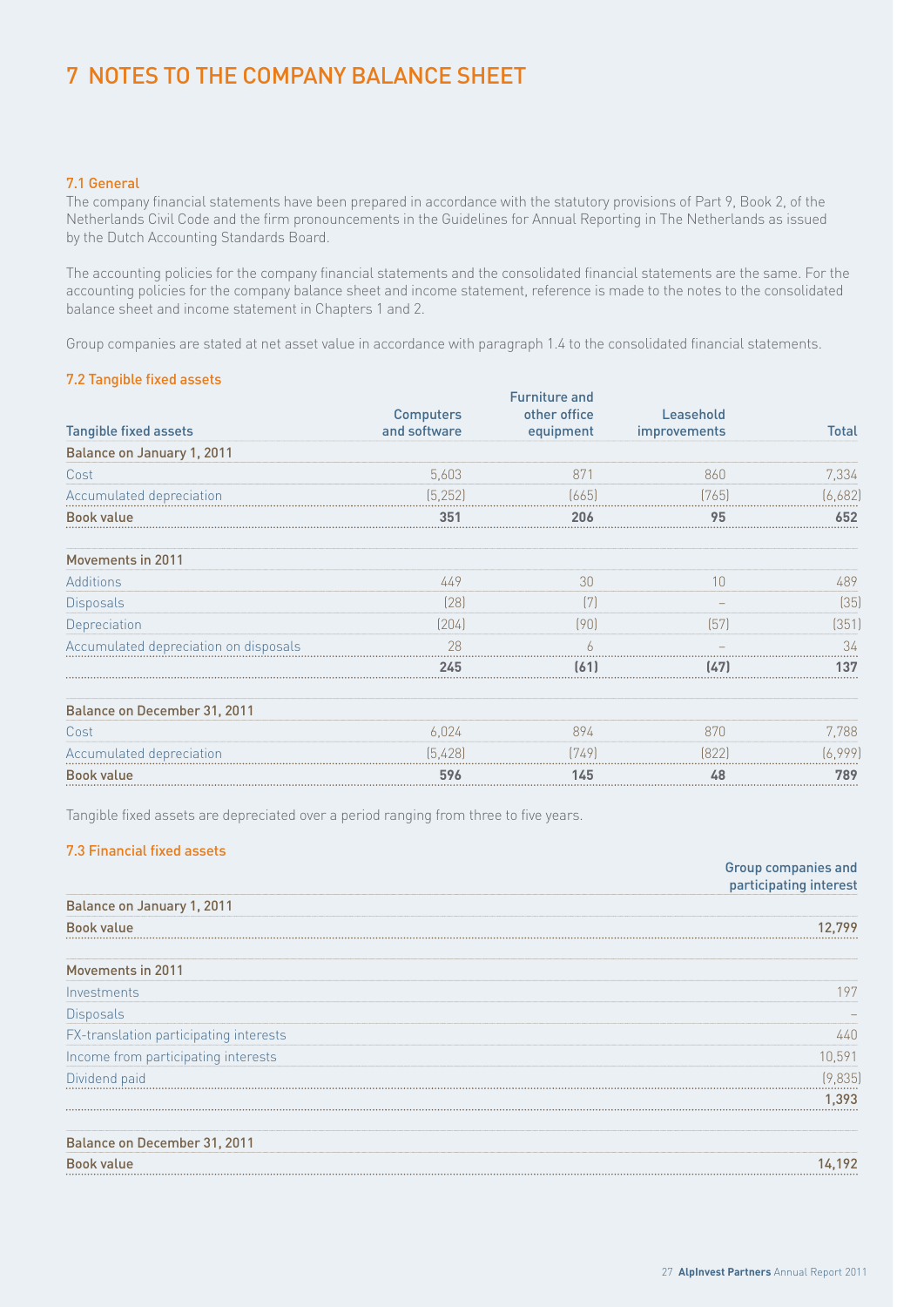# 7 NOTES TO THE COMPANY BALANCE SHEET

### 7.1 General

The company financial statements have been prepared in accordance with the statutory provisions of Part 9, Book 2, of the Netherlands Civil Code and the firm pronouncements in the Guidelines for Annual Reporting in The Netherlands as issued by the Dutch Accounting Standards Board.

The accounting policies for the company financial statements and the consolidated financial statements are the same. For the accounting policies for the company balance sheet and income statement, reference is made to the notes to the consolidated balance sheet and income statement in Chapters 1 and 2.

Group companies are stated at net asset value in accordance with paragraph 1.4 to the consolidated financial statements.

### 7.2 Tangible fixed assets

| Tangible fixed assets | Computers and software | Furniture and other office equipment | Leasehold improvements | Total |
|---|---|---|---|---|
| **Balance on January 1, 2011** | | | | |
| Cost | 5,603 | 871 | 860 | 7,334 |
| Accumulated depreciation | (5,252) | (665) | (765) | (6,682) |
| **Book value** | **351** | **206** | **95** | **652** |
| **Movements in 2011** | | | | |
| Additions | 449 | 30 | 10 | 489 |
| Disposals | (28) | (7) | – | (35) |
| Depreciation | (204) | (90) | (57) | (351) |
| Accumulated depreciation on disposals | 28 | 6 | – | 34 |
| | **245** | **(61)** | **(47)** | **137** |
| **Balance on December 31, 2011** | | | | |
| Cost | 6,024 | 894 | 870 | 7,788 |
| Accumulated depreciation | (5,428) | (749) | (822) | (6,999) |
| **Book value** | **596** | **145** | **48** | **789** |

Tangible fixed assets are depreciated over a period ranging from three to five years.

### 7.3 Financial fixed assets

| | Group companies and participating interest |
|---|---|
| **Balance on January 1, 2011** | |
| **Book value** | **12,799** |
| **Movements in 2011** | |
| Investments | 197 |
| Disposals | – |
| FX-translation participating interests | 440 |
| Income from participating interests | 10,591 |
| Dividend paid | (9,835) |
| | **1,393** |
| **Balance on December 31, 2011** | |
| **Book value** | **14,192** |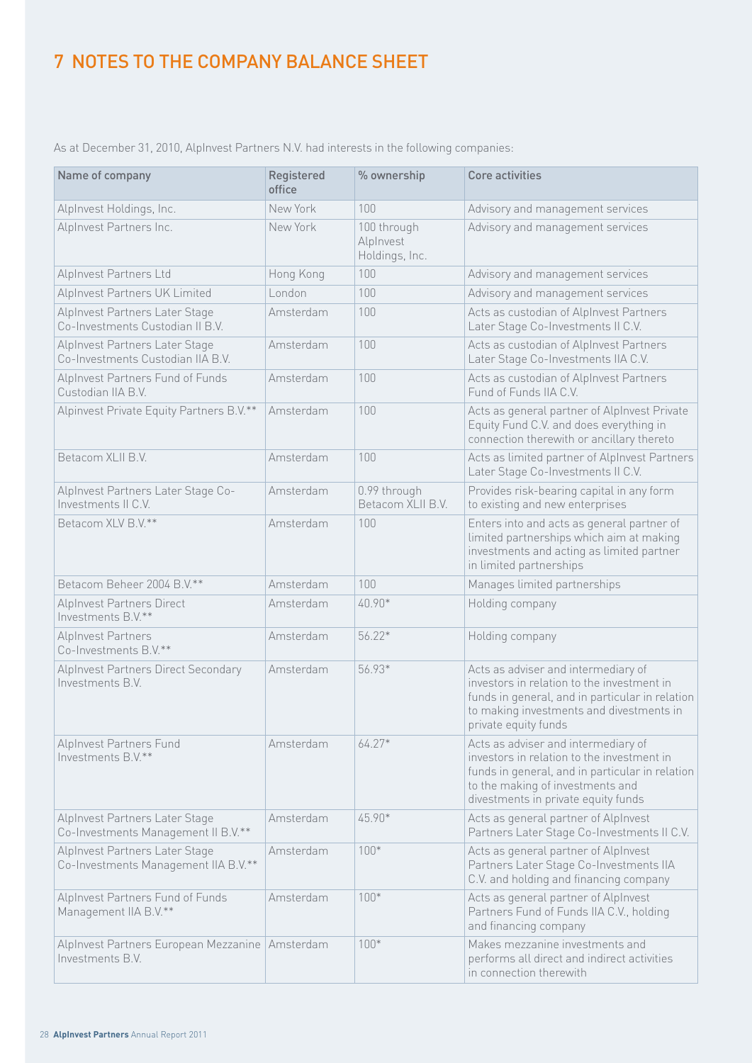# 7 NOTES TO THE COMPANY BALANCE SHEET

As at December 31, 2010, AlpInvest Partners N.V. had interests in the following companies:

| Name of company | Registered office | % ownership | Core activities |
|---|---|---|---|
| AlpInvest Holdings, Inc. | New York | 100 | Advisory and management services |
| AlpInvest Partners Inc. | New York | 100 through AlpInvest Holdings, Inc. | Advisory and management services |
| AlpInvest Partners Ltd | Hong Kong | 100 | Advisory and management services |
| AlpInvest Partners UK Limited | London | 100 | Advisory and management services |
| AlpInvest Partners Later Stage Co-Investments Custodian II B.V. | Amsterdam | 100 | Acts as custodian of AlpInvest Partners Later Stage Co-Investments II C.V. |
| AlpInvest Partners Later Stage Co-Investments Custodian IIA B.V. | Amsterdam | 100 | Acts as custodian of AlpInvest Partners Later Stage Co-Investments IIA C.V. |
| AlpInvest Partners Fund of Funds Custodian IIA B.V. | Amsterdam | 100 | Acts as custodian of AlpInvest Partners Fund of Funds IIA C.V. |
| Alpinvest Private Equity Partners B.V.** | Amsterdam | 100 | Acts as general partner of AlpInvest Private Equity Fund C.V. and does everything in connection therewith or ancillary thereto |
| Betacom XLII B.V. | Amsterdam | 100 | Acts as limited partner of AlpInvest Partners Later Stage Co-Investments II C.V. |
| AlpInvest Partners Later Stage Co-Investments II C.V. | Amsterdam | 0.99 through Betacom XLII B.V. | Provides risk-bearing capital in any form to existing and new enterprises |
| Betacom XLV B.V.** | Amsterdam | 100 | Enters into and acts as general partner of limited partnerships which aim at making investments and acting as limited partner in limited partnerships |
| Betacom Beheer 2004 B.V.** | Amsterdam | 100 | Manages limited partnerships |
| AlpInvest Partners Direct Investments B.V.** | Amsterdam | 40.90* | Holding company |
| AlpInvest Partners Co-Investments B.V.** | Amsterdam | 56.22* | Holding company |
| AlpInvest Partners Direct Secondary Investments B.V. | Amsterdam | 56.93* | Acts as adviser and intermediary of investors in relation to the investment in funds in general, and in particular in relation to making investments and divestments in private equity funds |
| AlpInvest Partners Fund Investments B.V.** | Amsterdam | 64.27* | Acts as adviser and intermediary of investors in relation to the investment in funds in general, and in particular in relation to the making of investments and divestments in private equity funds |
| AlpInvest Partners Later Stage Co-Investments Management II B.V.** | Amsterdam | 45.90* | Acts as general partner of AlpInvest Partners Later Stage Co-Investments II C.V. |
| AlpInvest Partners Later Stage Co-Investments Management IIA B.V.** | Amsterdam | 100* | Acts as general partner of AlpInvest Partners Later Stage Co-Investments IIA C.V. and holding and financing company |
| AlpInvest Partners Fund of Funds Management IIA B.V.** | Amsterdam | 100* | Acts as general partner of AlpInvest Partners Fund of Funds IIA C.V., holding and financing company |
| AlpInvest Partners European Mezzanine Investments B.V. | Amsterdam | 100* | Makes mezzanine investments and performs all direct and indirect activities in connection therewith |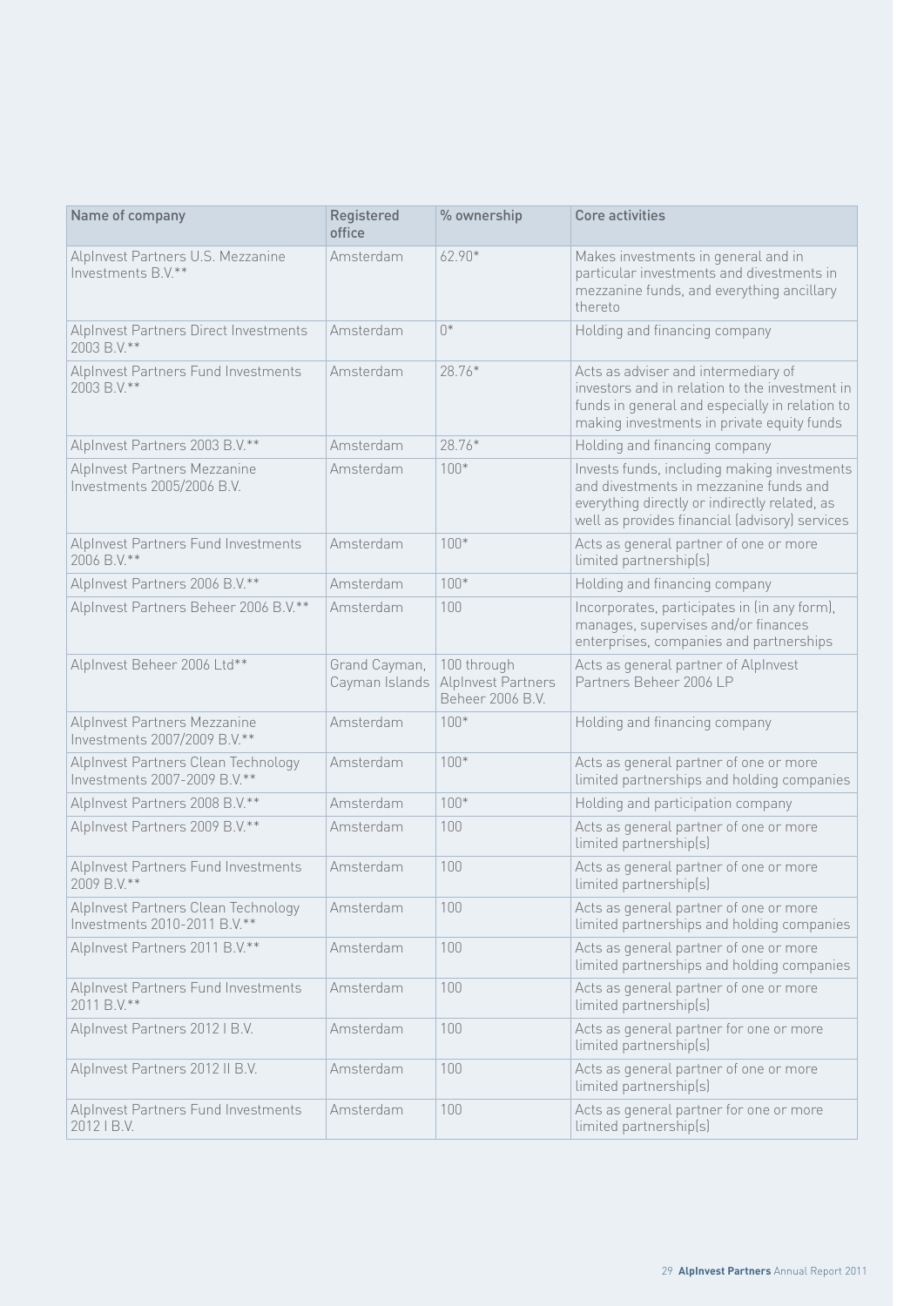| Name of company | Registered office | % ownership | Core activities |
|---|---|---|---|
| AlpInvest Partners U.S. Mezzanine Investments B.V.** | Amsterdam | 62.90* | Makes investments in general and in particular investments and divestments in mezzanine funds, and everything ancillary thereto |
| AlpInvest Partners Direct Investments 2003 B.V.** | Amsterdam | 0* | Holding and financing company |
| AlpInvest Partners Fund Investments 2003 B.V.** | Amsterdam | 28.76* | Acts as adviser and intermediary of investors and in relation to the investment in funds in general and especially in relation to making investments in private equity funds |
| AlpInvest Partners 2003 B.V.** | Amsterdam | 28.76* | Holding and financing company |
| AlpInvest Partners Mezzanine Investments 2005/2006 B.V. | Amsterdam | 100* | Invests funds, including making investments and divestments in mezzanine funds and everything directly or indirectly related, as well as provides financial (advisory) services |
| AlpInvest Partners Fund Investments 2006 B.V.** | Amsterdam | 100* | Acts as general partner of one or more limited partnership(s) |
| AlpInvest Partners 2006 B.V.** | Amsterdam | 100* | Holding and financing company |
| AlpInvest Partners Beheer 2006 B.V.** | Amsterdam | 100 | Incorporates, participates in (in any form), manages, supervises and/or finances enterprises, companies and partnerships |
| AlpInvest Beheer 2006 Ltd** | Grand Cayman, Cayman Islands | 100 through AlpInvest Partners Beheer 2006 B.V. | Acts as general partner of AlpInvest Partners Beheer 2006 LP |
| AlpInvest Partners Mezzanine Investments 2007/2009 B.V.** | Amsterdam | 100* | Holding and financing company |
| AlpInvest Partners Clean Technology Investments 2007-2009 B.V.** | Amsterdam | 100* | Acts as general partner of one or more limited partnerships and holding companies |
| AlpInvest Partners 2008 B.V.** | Amsterdam | 100* | Holding and participation company |
| AlpInvest Partners 2009 B.V.** | Amsterdam | 100 | Acts as general partner of one or more limited partnership(s) |
| AlpInvest Partners Fund Investments 2009 B.V.** | Amsterdam | 100 | Acts as general partner of one or more limited partnership(s) |
| AlpInvest Partners Clean Technology Investments 2010-2011 B.V.** | Amsterdam | 100 | Acts as general partner of one or more limited partnerships and holding companies |
| AlpInvest Partners 2011 B.V.** | Amsterdam | 100 | Acts as general partner of one or more limited partnerships and holding companies |
| AlpInvest Partners Fund Investments 2011 B.V.** | Amsterdam | 100 | Acts as general partner of one or more limited partnership(s) |
| AlpInvest Partners 2012 I B.V. | Amsterdam | 100 | Acts as general partner for one or more limited partnership(s) |
| AlpInvest Partners 2012 II B.V. | Amsterdam | 100 | Acts as general partner of one or more limited partnership(s) |
| AlpInvest Partners Fund Investments 2012 I B.V. | Amsterdam | 100 | Acts as general partner for one or more limited partnership(s) |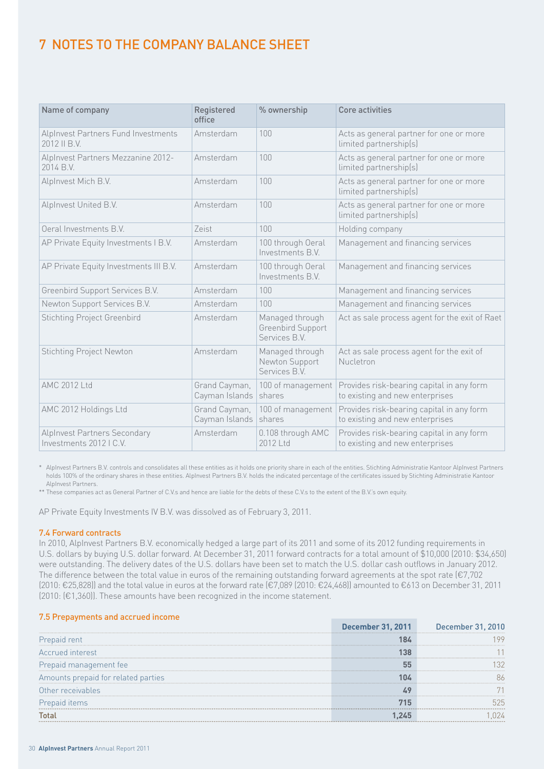# 7 NOTES TO THE COMPANY BALANCE SHEET

| Name of company | Registered office | % ownership | Core activities |
|---|---|---|---|
| AlpInvest Partners Fund Investments 2012 II B.V. | Amsterdam | 100 | Acts as general partner for one or more limited partnership(s) |
| AlpInvest Partners Mezzanine 2012-2014 B.V. | Amsterdam | 100 | Acts as general partner for one or more limited partnership(s) |
| AlpInvest Mich B.V. | Amsterdam | 100 | Acts as general partner for one or more limited partnership(s) |
| AlpInvest United B.V. | Amsterdam | 100 | Acts as general partner for one or more limited partnership(s) |
| Oeral Investments B.V. | Zeist | 100 | Holding company |
| AP Private Equity Investments I B.V. | Amsterdam | 100 through Oeral Investments B.V. | Management and financing services |
| AP Private Equity Investments III B.V. | Amsterdam | 100 through Oeral Investments B.V. | Management and financing services |
| Greenbird Support Services B.V. | Amsterdam | 100 | Management and financing services |
| Newton Support Services B.V. | Amsterdam | 100 | Management and financing services |
| Stichting Project Greenbird | Amsterdam | Managed through Greenbird Support Services B.V. | Act as sale process agent for the exit of Raet |
| Stichting Project Newton | Amsterdam | Managed through Newton Support Services B.V. | Act as sale process agent for the exit of Nucletron |
| AMC 2012 Ltd | Grand Cayman, Cayman Islands | 100 of management shares | Provides risk-bearing capital in any form to existing and new enterprises |
| AMC 2012 Holdings Ltd | Grand Cayman, Cayman Islands | 100 of management shares | Provides risk-bearing capital in any form to existing and new enterprises |
| AlpInvest Partners Secondary Investments 2012 I C.V. | Amsterdam | 0.108 through AMC 2012 Ltd | Provides risk-bearing capital in any form to existing and new enterprises |

\* AlpInvest Partners B.V. controls and consolidates all these entities as it holds one priority share in each of the entities. Stichting Administratie Kantoor AlpInvest Partners holds 100% of the ordinary shares in these entities. AlpInvest Partners B.V. holds the indicated percentage of the certificates issued by Stichting Administratie Kantoor AlpInvest Partners.

\** These companies act as General Partner of C.V.s and hence are liable for the debts of these C.V.s to the extent of the B.V.'s own equity.

AP Private Equity Investments IV B.V. was dissolved as of February 3, 2011.

### 7.4 Forward contracts

In 2010, AlpInvest Partners B.V. economically hedged a large part of its 2011 and some of its 2012 funding requirements in U.S. dollars by buying U.S. dollar forward. At December 31, 2011 forward contracts for a total amount of $10,000 (2010: $34,650) were outstanding. The delivery dates of the U.S. dollars have been set to match the U.S. dollar cash outflows in January 2012. The difference between the total value in euros of the remaining outstanding forward agreements at the spot rate (€7,702 (2010: €25,828)) and the total value in euros at the forward rate (€7,089 (2010: €24,468)) amounted to €613 on December 31, 2011 (2010: (€1,360)). These amounts have been recognized in the income statement.

### 7.5 Prepayments and accrued income

| | December 31, 2011 | December 31, 2010 |
|---|---|---|
| Prepaid rent | **184** | 199 |
| Accrued interest | **138** | 11 |
| Prepaid management fee | **55** | 132 |
| Amounts prepaid for related parties | **104** | 86 |
| Other receivables | **49** | 71 |
| Prepaid items | **715** | 525 |
| **Total** | **1,245** | 1,024 |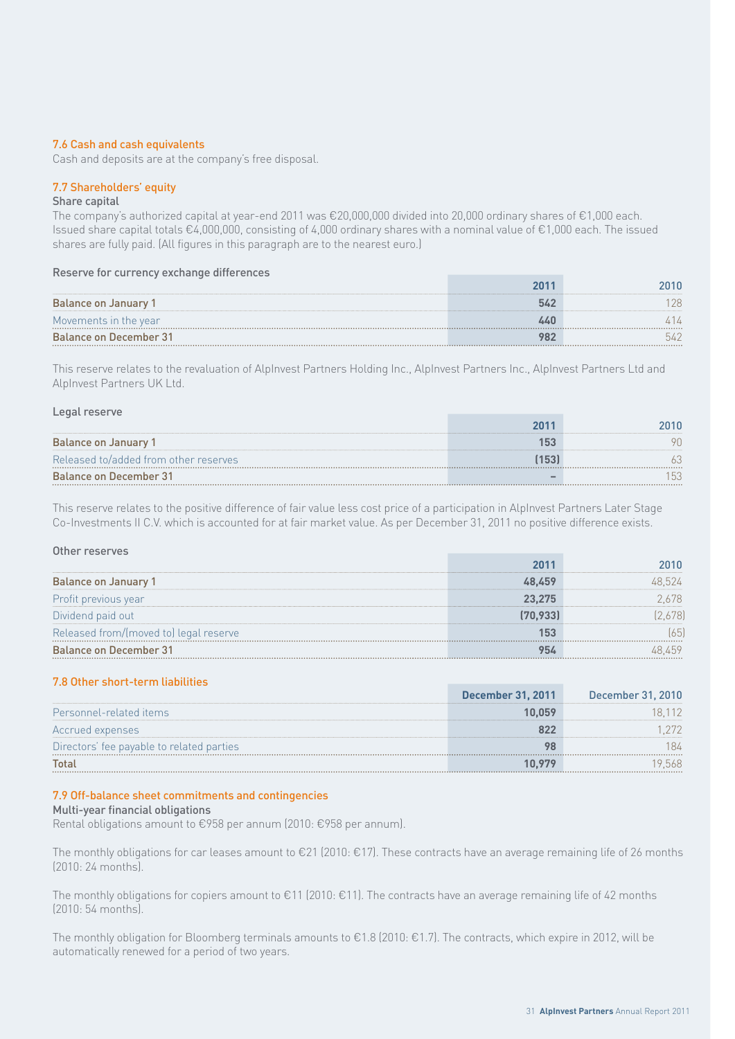### 7.6 Cash and cash equivalents

Cash and deposits are at the company's free disposal.

### 7.7 Shareholders' equity

**Share capital**

The company's authorized capital at year-end 2011 was €20,000,000 divided into 20,000 ordinary shares of €1,000 each. Issued share capital totals €4,000,000, consisting of 4,000 ordinary shares with a nominal value of €1,000 each. The issued shares are fully paid. (All figures in this paragraph are to the nearest euro.)

**Reserve for currency exchange differences**

| | 2011 | 2010 |
|---|---|---|
| Balance on January 1 | 542 | 128 |
| Movements in the year | 440 | 414 |
| Balance on December 31 | 982 | 542 |

This reserve relates to the revaluation of AlpInvest Partners Holding Inc., AlpInvest Partners Inc., AlpInvest Partners Ltd and AlpInvest Partners UK Ltd.

**Legal reserve**

| | 2011 | 2010 |
|---|---|---|
| Balance on January 1 | 153 | 90 |
| Released to/added from other reserves | (153) | 63 |
| Balance on December 31 | – | 153 |

This reserve relates to the positive difference of fair value less cost price of a participation in AlpInvest Partners Later Stage Co-Investments II C.V. which is accounted for at fair market value. As per December 31, 2011 no positive difference exists.

**Other reserves**

| | 2011 | 2010 |
|---|---|---|
| Balance on January 1 | 48,459 | 48,524 |
| Profit previous year | 23,275 | 2,678 |
| Dividend paid out | (70,933) | (2,678) |
| Released from/(moved to) legal reserve | 153 | (65) |
| Balance on December 31 | 954 | 48,459 |

### 7.8 Other short-term liabilities

| | December 31, 2011 | December 31, 2010 |
|---|---|---|
| Personnel-related items | 10,059 | 18,112 |
| Accrued expenses | 822 | 1,272 |
| Directors' fee payable to related parties | 98 | 184 |
| Total | 10,979 | 19,568 |

### 7.9 Off-balance sheet commitments and contingencies

**Multi-year financial obligations**

Rental obligations amount to €958 per annum (2010: €958 per annum).

The monthly obligations for car leases amount to €21 (2010: €17). These contracts have an average remaining life of 26 months (2010: 24 months).

The monthly obligations for copiers amount to €11 (2010: €11). The contracts have an average remaining life of 42 months (2010: 54 months).

The monthly obligation for Bloomberg terminals amounts to €1.8 (2010: €1.7). The contracts, which expire in 2012, will be automatically renewed for a period of two years.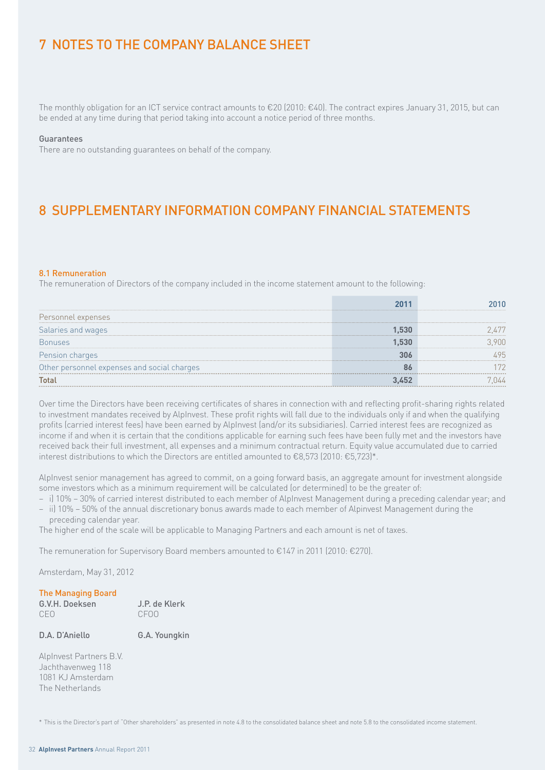# 7 NOTES TO THE COMPANY BALANCE SHEET

The monthly obligation for an ICT service contract amounts to €20 (2010: €40). The contract expires January 31, 2015, but can be ended at any time during that period taking into account a notice period of three months.

**Guarantees**

There are no outstanding guarantees on behalf of the company.

# 8 SUPPLEMENTARY INFORMATION COMPANY FINANCIAL STATEMENTS

## 8.1 Remuneration

The remuneration of Directors of the company included in the income statement amount to the following:

| | 2011 | 2010 |
|---|---|---|
| Personnel expenses | | |
| Salaries and wages | **1,530** | 2,477 |
| Bonuses | **1,530** | 3,900 |
| Pension charges | **306** | 495 |
| Other personnel expenses and social charges | **86** | 172 |
| **Total** | **3,452** | 7,044 |

Over time the Directors have been receiving certificates of shares in connection with and reflecting profit-sharing rights related to investment mandates received by AlpInvest. These profit rights will fall due to the individuals only if and when the qualifying profits (carried interest fees) have been earned by AlpInvest (and/or its subsidiaries). Carried interest fees are recognized as income if and when it is certain that the conditions applicable for earning such fees have been fully met and the investors have received back their full investment, all expenses and a minimum contractual return. Equity value accumulated due to carried interest distributions to which the Directors are entitled amounted to €8,573 (2010: €5,723)*.

AlpInvest senior management has agreed to commit, on a going forward basis, an aggregate amount for investment alongside some investors which as a minimum requirement will be calculated (or determined) to be the greater of:

- i) 10% – 30% of carried interest distributed to each member of AlpInvest Management during a preceding calendar year; and
- ii) 10% – 50% of the annual discretionary bonus awards made to each member of Alpinvest Management during the preceding calendar year.

The higher end of the scale will be applicable to Managing Partners and each amount is net of taxes.

The remuneration for Supervisory Board members amounted to €147 in 2011 (2010: €270).

Amsterdam, May 31, 2012

**The Managing Board**

**G.V.H. Doeksen**
CEO

**J.P. de Klerk**
CFOO

**D.A. D'Aniello**

**G.A. Youngkin**

AlpInvest Partners B.V.
Jachthavenweg 118
1081 KJ Amsterdam
The Netherlands

* This is the Director's part of "Other shareholders" as presented in note 4.8 to the consolidated balance sheet and note 5.8 to the consolidated income statement.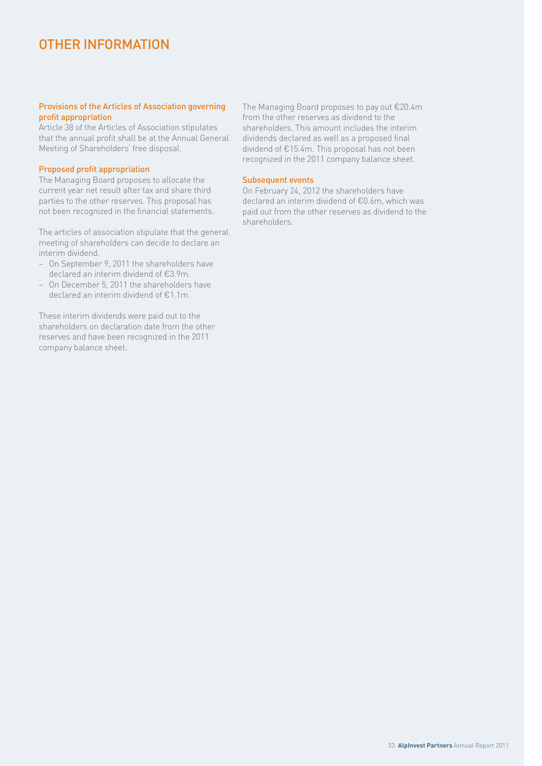# OTHER INFORMATION

### Provisions of the Articles of Association governing profit appropriation

Article 38 of the Articles of Association stipulates that the annual profit shall be at the Annual General Meeting of Shareholders' free disposal.

### Proposed profit appropriation

The Managing Board proposes to allocate the current year net result after tax and share third parties to the other reserves. This proposal has not been recognized in the financial statements.

The articles of association stipulate that the general meeting of shareholders can decide to declare an interim dividend.

- On September 9, 2011 the shareholders have declared an interim dividend of €3.9m.
- On December 5, 2011 the shareholders have declared an interim dividend of €1.1m.

These interim dividends were paid out to the shareholders on declaration date from the other reserves and have been recognized in the 2011 company balance sheet.

The Managing Board proposes to pay out €20.4m from the other reserves as dividend to the shareholders. This amount includes the interim dividends declared as well as a proposed final dividend of €15.4m. This proposal has not been recognized in the 2011 company balance sheet.

### Subsequent events

On February 24, 2012 the shareholders have declared an interim dividend of €0.6m, which was paid out from the other reserves as dividend to the shareholders.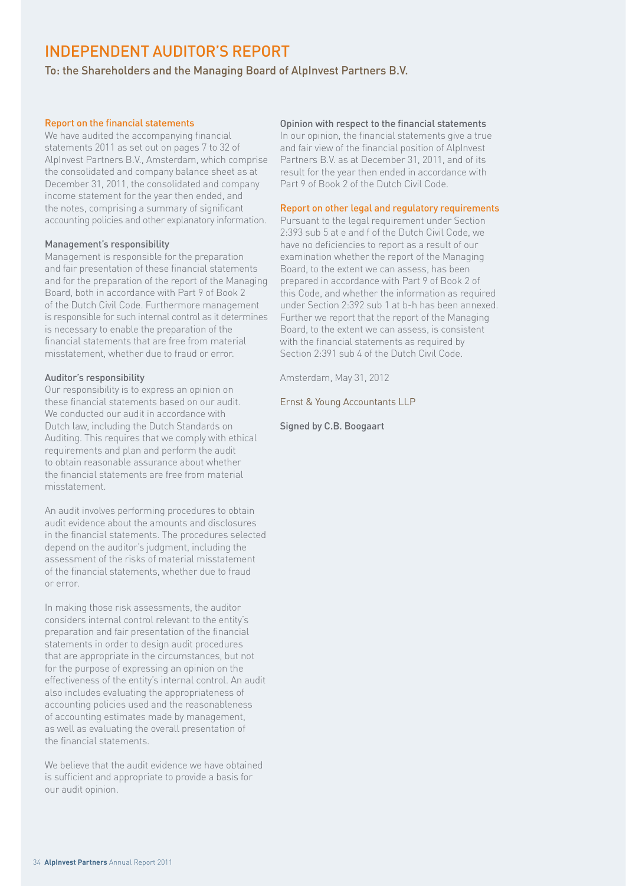# INDEPENDENT AUDITOR'S REPORT

To: the Shareholders and the Managing Board of AlpInvest Partners B.V.

## Report on the financial statements

We have audited the accompanying financial statements 2011 as set out on pages 7 to 32 of AlpInvest Partners B.V., Amsterdam, which comprise the consolidated and company balance sheet as at December 31, 2011, the consolidated and company income statement for the year then ended, and the notes, comprising a summary of significant accounting policies and other explanatory information.

### Management's responsibility

Management is responsible for the preparation and fair presentation of these financial statements and for the preparation of the report of the Managing Board, both in accordance with Part 9 of Book 2 of the Dutch Civil Code. Furthermore management is responsible for such internal control as it determines is necessary to enable the preparation of the financial statements that are free from material misstatement, whether due to fraud or error.

### Auditor's responsibility

Our responsibility is to express an opinion on these financial statements based on our audit. We conducted our audit in accordance with Dutch law, including the Dutch Standards on Auditing. This requires that we comply with ethical requirements and plan and perform the audit to obtain reasonable assurance about whether the financial statements are free from material misstatement.

An audit involves performing procedures to obtain audit evidence about the amounts and disclosures in the financial statements. The procedures selected depend on the auditor's judgment, including the assessment of the risks of material misstatement of the financial statements, whether due to fraud or error.

In making those risk assessments, the auditor considers internal control relevant to the entity's preparation and fair presentation of the financial statements in order to design audit procedures that are appropriate in the circumstances, but not for the purpose of expressing an opinion on the effectiveness of the entity's internal control. An audit also includes evaluating the appropriateness of accounting policies used and the reasonableness of accounting estimates made by management, as well as evaluating the overall presentation of the financial statements.

We believe that the audit evidence we have obtained is sufficient and appropriate to provide a basis for our audit opinion.

### Opinion with respect to the financial statements

In our opinion, the financial statements give a true and fair view of the financial position of AlpInvest Partners B.V. as at December 31, 2011, and of its result for the year then ended in accordance with Part 9 of Book 2 of the Dutch Civil Code.

## Report on other legal and regulatory requirements

Pursuant to the legal requirement under Section 2:393 sub 5 at e and f of the Dutch Civil Code, we have no deficiencies to report as a result of our examination whether the report of the Managing Board, to the extent we can assess, has been prepared in accordance with Part 9 of Book 2 of this Code, and whether the information as required under Section 2:392 sub 1 at b-h has been annexed. Further we report that the report of the Managing Board, to the extent we can assess, is consistent with the financial statements as required by Section 2:391 sub 4 of the Dutch Civil Code.

Amsterdam, May 31, 2012

Ernst & Young Accountants LLP

Signed by C.B. Boogaart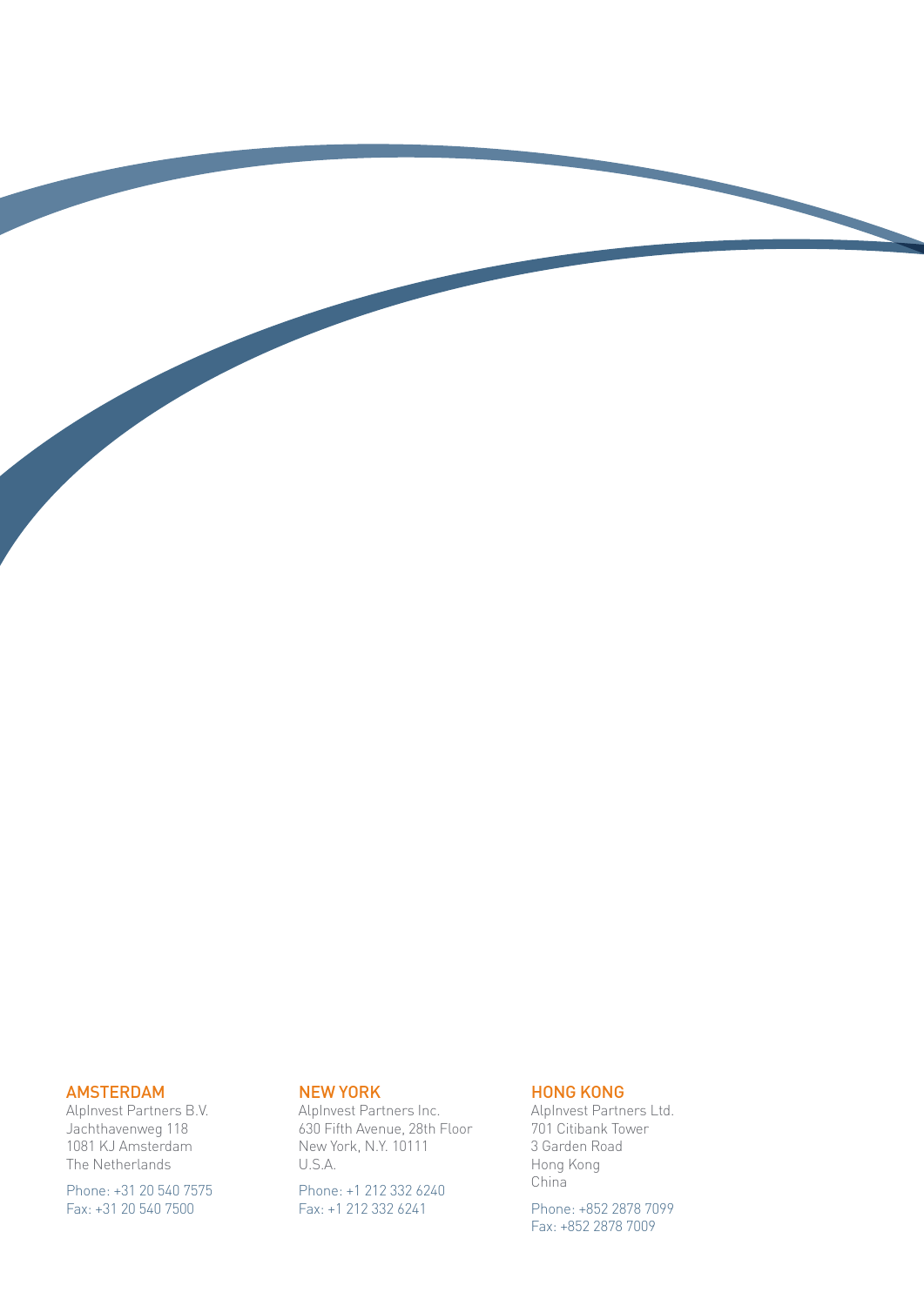### AMSTERDAM

AlpInvest Partners B.V.
Jachthavenweg 118
1081 KJ Amsterdam
The Netherlands

Phone: +31 20 540 7575
Fax: +31 20 540 7500

### NEW YORK

AlpInvest Partners Inc.
630 Fifth Avenue, 28th Floor
New York, N.Y. 10111
U.S.A.

Phone: +1 212 332 6240
Fax: +1 212 332 6241

### HONG KONG

AlpInvest Partners Ltd.
701 Citibank Tower
3 Garden Road
Hong Kong
China

Phone: +852 2878 7099
Fax: +852 2878 7009